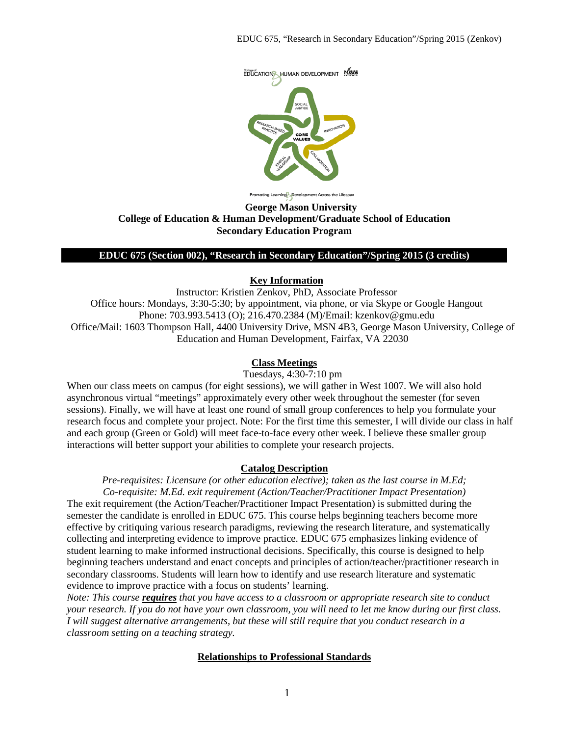**George Mason University**
**College of Education & Human Development/Graduate School of Education**
**Secondary Education Program**

**EDUC 675 (Section 002), "Research in Secondary Education"/Spring 2015 (3 credits)**

## Key Information

Instructor: Kristien Zenkov, PhD, Associate Professor
Office hours: Mondays, 3:30-5:30; by appointment, via phone, or via Skype or Google Hangout
Phone: 703.993.5413 (O); 216.470.2384 (M)/Email: kzenkov@gmu.edu
Office/Mail: 1603 Thompson Hall, 4400 University Drive, MSN 4B3, George Mason University, College of Education and Human Development, Fairfax, VA 22030

## Class Meetings

Tuesdays, 4:30-7:10 pm

When our class meets on campus (for eight sessions), we will gather in West 1007. We will also hold asynchronous virtual "meetings" approximately every other week throughout the semester (for seven sessions). Finally, we will have at least one round of small group conferences to help you formulate your research focus and complete your project. Note: For the first time this semester, I will divide our class in half and each group (Green or Gold) will meet face-to-face every other week. I believe these smaller group interactions will better support your abilities to complete your research projects.

## Catalog Description

*Pre-requisites: Licensure (or other education elective); taken as the last course in M.Ed;*
*Co-requisite: M.Ed. exit requirement (Action/Teacher/Practitioner Impact Presentation)*

The exit requirement (the Action/Teacher/Practitioner Impact Presentation) is submitted during the semester the candidate is enrolled in EDUC 675. This course helps beginning teachers become more effective by critiquing various research paradigms, reviewing the research literature, and systematically collecting and interpreting evidence to improve practice. EDUC 675 emphasizes linking evidence of student learning to make informed instructional decisions. Specifically, this course is designed to help beginning teachers understand and enact concepts and principles of action/teacher/practitioner research in secondary classrooms. Students will learn how to identify and use research literature and systematic evidence to improve practice with a focus on students' learning.

*Note: This course **requires** that you have access to a classroom or appropriate research site to conduct your research. If you do not have your own classroom, you will need to let me know during our first class. I will suggest alternative arrangements, but these will still require that you conduct research in a classroom setting on a teaching strategy.*

## Relationships to Professional Standards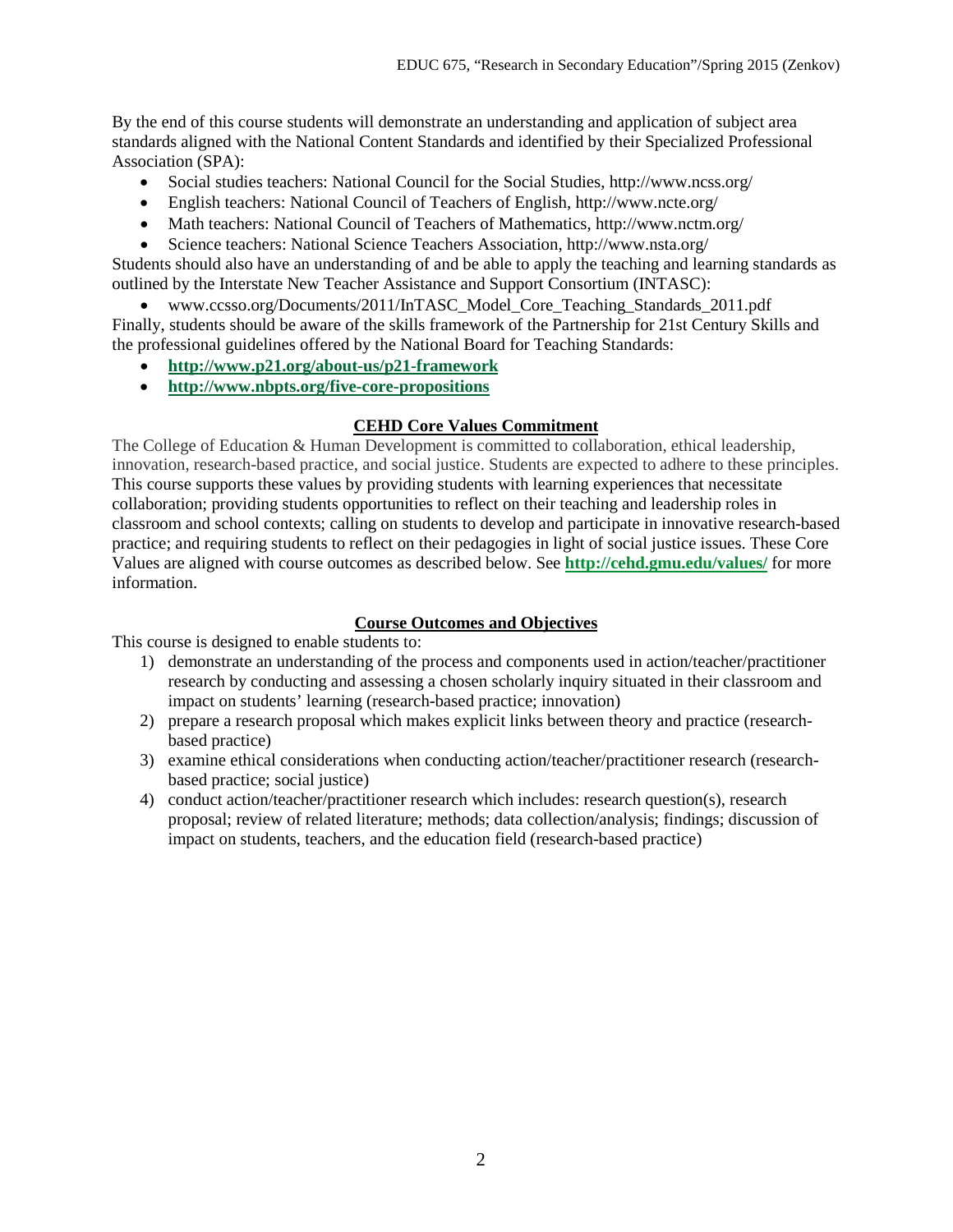By the end of this course students will demonstrate an understanding and application of subject area standards aligned with the National Content Standards and identified by their Specialized Professional Association (SPA):

- Social studies teachers: National Council for the Social Studies, http://www.ncss.org/
- English teachers: National Council of Teachers of English, http://www.ncte.org/
- Math teachers: National Council of Teachers of Mathematics, http://www.nctm.org/
- Science teachers: National Science Teachers Association, http://www.nsta.org/

Students should also have an understanding of and be able to apply the teaching and learning standards as outlined by the Interstate New Teacher Assistance and Support Consortium (INTASC):

- www.ccsso.org/Documents/2011/InTASC_Model_Core_Teaching_Standards_2011.pdf

Finally, students should be aware of the skills framework of the Partnership for 21st Century Skills and the professional guidelines offered by the National Board for Teaching Standards:

- **http://www.p21.org/about-us/p21-framework**
- **http://www.nbpts.org/five-core-propositions**

## CEHD Core Values Commitment

The College of Education & Human Development is committed to collaboration, ethical leadership, innovation, research-based practice, and social justice. Students are expected to adhere to these principles. This course supports these values by providing students with learning experiences that necessitate collaboration; providing students opportunities to reflect on their teaching and leadership roles in classroom and school contexts; calling on students to develop and participate in innovative research-based practice; and requiring students to reflect on their pedagogies in light of social justice issues. These Core Values are aligned with course outcomes as described below. See **http://cehd.gmu.edu/values/** for more information.

## Course Outcomes and Objectives

This course is designed to enable students to:

1) demonstrate an understanding of the process and components used in action/teacher/practitioner research by conducting and assessing a chosen scholarly inquiry situated in their classroom and impact on students' learning (research-based practice; innovation)
2) prepare a research proposal which makes explicit links between theory and practice (research-based practice)
3) examine ethical considerations when conducting action/teacher/practitioner research (research-based practice; social justice)
4) conduct action/teacher/practitioner research which includes: research question(s), research proposal; review of related literature; methods; data collection/analysis; findings; discussion of impact on students, teachers, and the education field (research-based practice)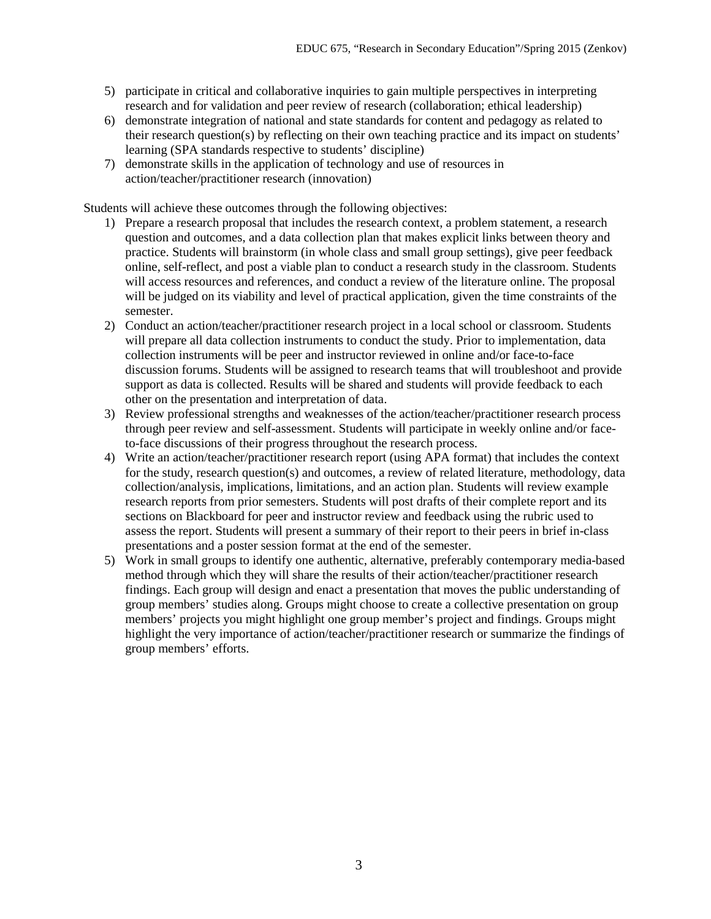5) participate in critical and collaborative inquiries to gain multiple perspectives in interpreting research and for validation and peer review of research (collaboration; ethical leadership)
6) demonstrate integration of national and state standards for content and pedagogy as related to their research question(s) by reflecting on their own teaching practice and its impact on students' learning (SPA standards respective to students' discipline)
7) demonstrate skills in the application of technology and use of resources in action/teacher/practitioner research (innovation)

Students will achieve these outcomes through the following objectives:

1) Prepare a research proposal that includes the research context, a problem statement, a research question and outcomes, and a data collection plan that makes explicit links between theory and practice. Students will brainstorm (in whole class and small group settings), give peer feedback online, self-reflect, and post a viable plan to conduct a research study in the classroom. Students will access resources and references, and conduct a review of the literature online. The proposal will be judged on its viability and level of practical application, given the time constraints of the semester.
2) Conduct an action/teacher/practitioner research project in a local school or classroom. Students will prepare all data collection instruments to conduct the study. Prior to implementation, data collection instruments will be peer and instructor reviewed in online and/or face-to-face discussion forums. Students will be assigned to research teams that will troubleshoot and provide support as data is collected. Results will be shared and students will provide feedback to each other on the presentation and interpretation of data.
3) Review professional strengths and weaknesses of the action/teacher/practitioner research process through peer review and self-assessment. Students will participate in weekly online and/or face-to-face discussions of their progress throughout the research process.
4) Write an action/teacher/practitioner research report (using APA format) that includes the context for the study, research question(s) and outcomes, a review of related literature, methodology, data collection/analysis, implications, limitations, and an action plan. Students will review example research reports from prior semesters. Students will post drafts of their complete report and its sections on Blackboard for peer and instructor review and feedback using the rubric used to assess the report. Students will present a summary of their report to their peers in brief in-class presentations and a poster session format at the end of the semester.
5) Work in small groups to identify one authentic, alternative, preferably contemporary media-based method through which they will share the results of their action/teacher/practitioner research findings. Each group will design and enact a presentation that moves the public understanding of group members' studies along. Groups might choose to create a collective presentation on group members' projects you might highlight one group member's project and findings. Groups might highlight the very importance of action/teacher/practitioner research or summarize the findings of group members' efforts.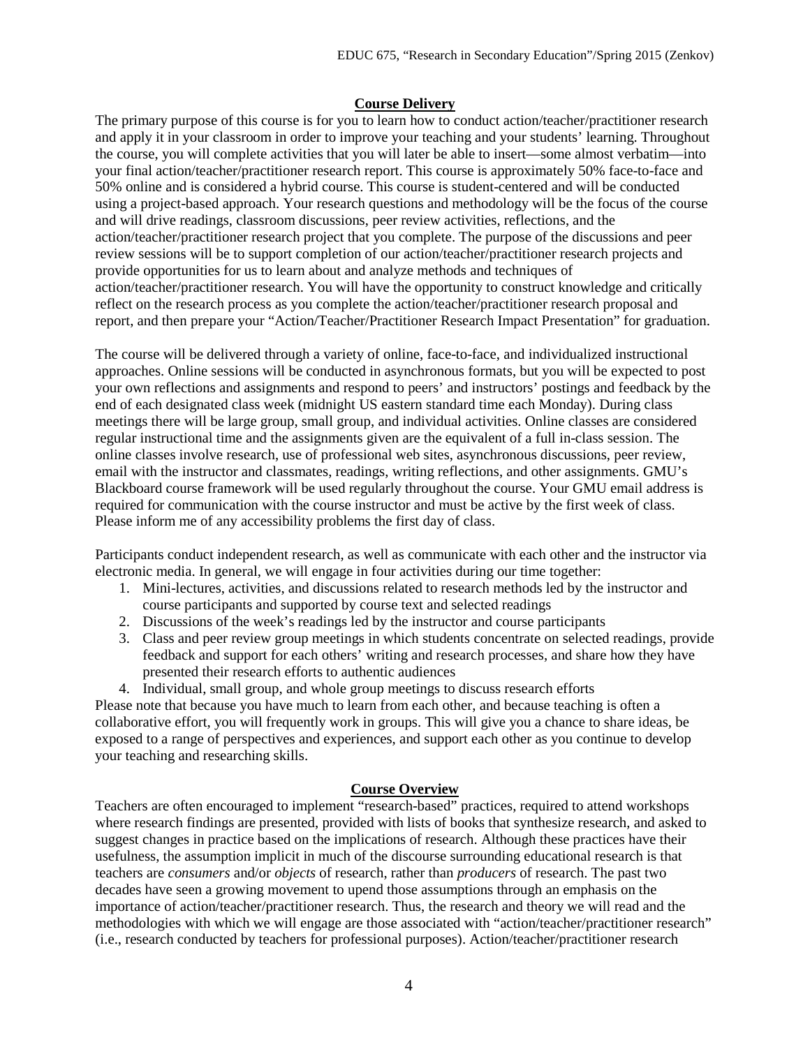## Course Delivery

The primary purpose of this course is for you to learn how to conduct action/teacher/practitioner research and apply it in your classroom in order to improve your teaching and your students' learning. Throughout the course, you will complete activities that you will later be able to insert—some almost verbatim—into your final action/teacher/practitioner research report. This course is approximately 50% face-to-face and 50% online and is considered a hybrid course. This course is student-centered and will be conducted using a project-based approach. Your research questions and methodology will be the focus of the course and will drive readings, classroom discussions, peer review activities, reflections, and the action/teacher/practitioner research project that you complete. The purpose of the discussions and peer review sessions will be to support completion of our action/teacher/practitioner research projects and provide opportunities for us to learn about and analyze methods and techniques of action/teacher/practitioner research. You will have the opportunity to construct knowledge and critically reflect on the research process as you complete the action/teacher/practitioner research proposal and report, and then prepare your "Action/Teacher/Practitioner Research Impact Presentation" for graduation.

The course will be delivered through a variety of online, face-to-face, and individualized instructional approaches. Online sessions will be conducted in asynchronous formats, but you will be expected to post your own reflections and assignments and respond to peers' and instructors' postings and feedback by the end of each designated class week (midnight US eastern standard time each Monday). During class meetings there will be large group, small group, and individual activities. Online classes are considered regular instructional time and the assignments given are the equivalent of a full in-class session. The online classes involve research, use of professional web sites, asynchronous discussions, peer review, email with the instructor and classmates, readings, writing reflections, and other assignments. GMU's Blackboard course framework will be used regularly throughout the course. Your GMU email address is required for communication with the course instructor and must be active by the first week of class. Please inform me of any accessibility problems the first day of class.

Participants conduct independent research, as well as communicate with each other and the instructor via electronic media. In general, we will engage in four activities during our time together:

1. Mini-lectures, activities, and discussions related to research methods led by the instructor and course participants and supported by course text and selected readings
2. Discussions of the week's readings led by the instructor and course participants
3. Class and peer review group meetings in which students concentrate on selected readings, provide feedback and support for each others' writing and research processes, and share how they have presented their research efforts to authentic audiences
4. Individual, small group, and whole group meetings to discuss research efforts

Please note that because you have much to learn from each other, and because teaching is often a collaborative effort, you will frequently work in groups. This will give you a chance to share ideas, be exposed to a range of perspectives and experiences, and support each other as you continue to develop your teaching and researching skills.

## Course Overview

Teachers are often encouraged to implement "research-based" practices, required to attend workshops where research findings are presented, provided with lists of books that synthesize research, and asked to suggest changes in practice based on the implications of research. Although these practices have their usefulness, the assumption implicit in much of the discourse surrounding educational research is that teachers are *consumers* and/or *objects* of research, rather than *producers* of research. The past two decades have seen a growing movement to upend those assumptions through an emphasis on the importance of action/teacher/practitioner research. Thus, the research and theory we will read and the methodologies with which we will engage are those associated with "action/teacher/practitioner research" (i.e., research conducted by teachers for professional purposes). Action/teacher/practitioner research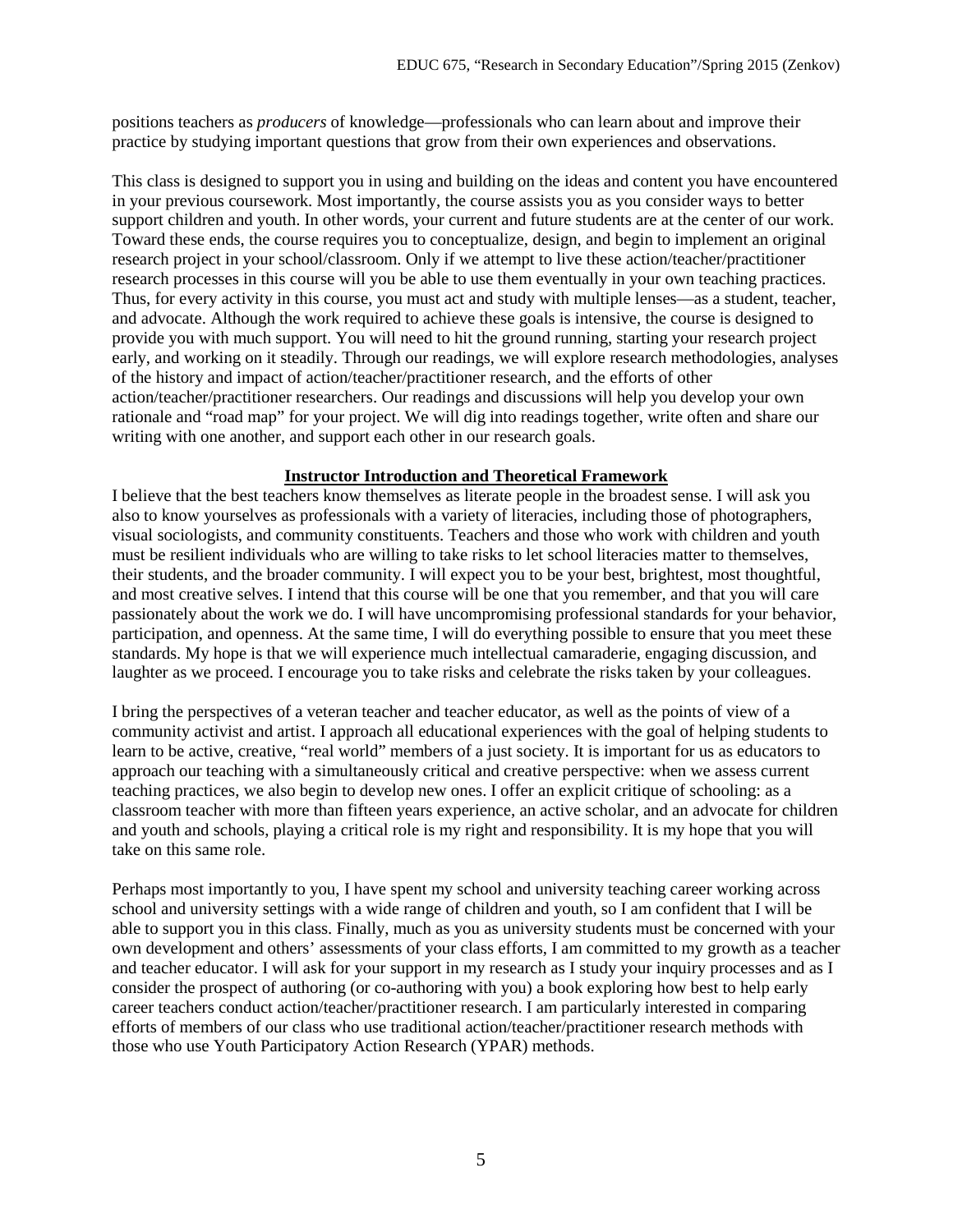positions teachers as *producers* of knowledge—professionals who can learn about and improve their practice by studying important questions that grow from their own experiences and observations.

This class is designed to support you in using and building on the ideas and content you have encountered in your previous coursework. Most importantly, the course assists you as you consider ways to better support children and youth. In other words, your current and future students are at the center of our work. Toward these ends, the course requires you to conceptualize, design, and begin to implement an original research project in your school/classroom. Only if we attempt to live these action/teacher/practitioner research processes in this course will you be able to use them eventually in your own teaching practices. Thus, for every activity in this course, you must act and study with multiple lenses—as a student, teacher, and advocate. Although the work required to achieve these goals is intensive, the course is designed to provide you with much support. You will need to hit the ground running, starting your research project early, and working on it steadily. Through our readings, we will explore research methodologies, analyses of the history and impact of action/teacher/practitioner research, and the efforts of other action/teacher/practitioner researchers. Our readings and discussions will help you develop your own rationale and "road map" for your project. We will dig into readings together, write often and share our writing with one another, and support each other in our research goals.

## Instructor Introduction and Theoretical Framework

I believe that the best teachers know themselves as literate people in the broadest sense. I will ask you also to know yourselves as professionals with a variety of literacies, including those of photographers, visual sociologists, and community constituents. Teachers and those who work with children and youth must be resilient individuals who are willing to take risks to let school literacies matter to themselves, their students, and the broader community. I will expect you to be your best, brightest, most thoughtful, and most creative selves. I intend that this course will be one that you remember, and that you will care passionately about the work we do. I will have uncompromising professional standards for your behavior, participation, and openness. At the same time, I will do everything possible to ensure that you meet these standards. My hope is that we will experience much intellectual camaraderie, engaging discussion, and laughter as we proceed. I encourage you to take risks and celebrate the risks taken by your colleagues.

I bring the perspectives of a veteran teacher and teacher educator, as well as the points of view of a community activist and artist. I approach all educational experiences with the goal of helping students to learn to be active, creative, "real world" members of a just society. It is important for us as educators to approach our teaching with a simultaneously critical and creative perspective: when we assess current teaching practices, we also begin to develop new ones. I offer an explicit critique of schooling: as a classroom teacher with more than fifteen years experience, an active scholar, and an advocate for children and youth and schools, playing a critical role is my right and responsibility. It is my hope that you will take on this same role.

Perhaps most importantly to you, I have spent my school and university teaching career working across school and university settings with a wide range of children and youth, so I am confident that I will be able to support you in this class. Finally, much as you as university students must be concerned with your own development and others' assessments of your class efforts, I am committed to my growth as a teacher and teacher educator. I will ask for your support in my research as I study your inquiry processes and as I consider the prospect of authoring (or co-authoring with you) a book exploring how best to help early career teachers conduct action/teacher/practitioner research. I am particularly interested in comparing efforts of members of our class who use traditional action/teacher/practitioner research methods with those who use Youth Participatory Action Research (YPAR) methods.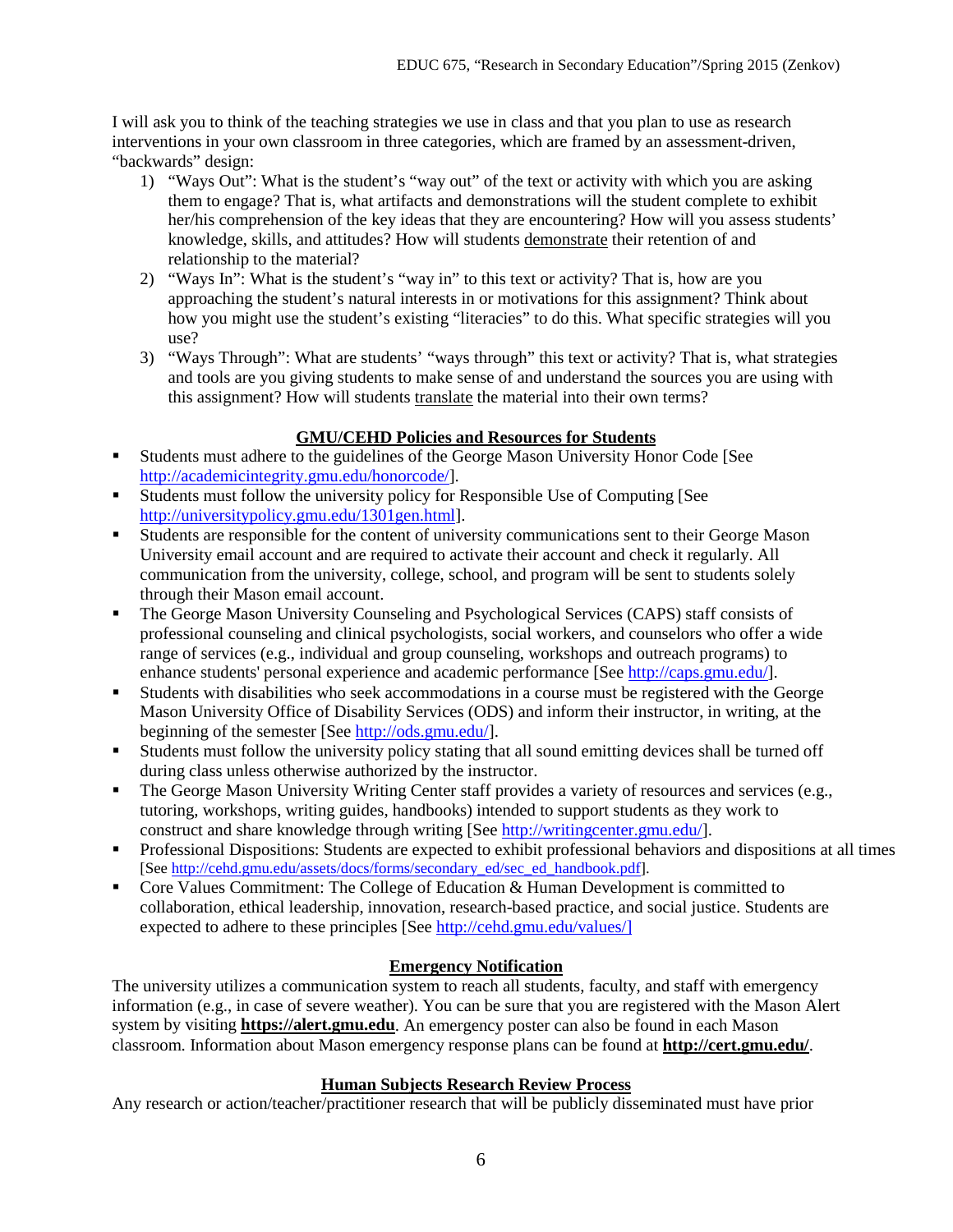I will ask you to think of the teaching strategies we use in class and that you plan to use as research interventions in your own classroom in three categories, which are framed by an assessment-driven, "backwards" design:

1) "Ways Out": What is the student's "way out" of the text or activity with which you are asking them to engage? That is, what artifacts and demonstrations will the student complete to exhibit her/his comprehension of the key ideas that they are encountering? How will you assess students' knowledge, skills, and attitudes? How will students demonstrate their retention of and relationship to the material?
2) "Ways In": What is the student's "way in" to this text or activity? That is, how are you approaching the student's natural interests in or motivations for this assignment? Think about how you might use the student's existing "literacies" to do this. What specific strategies will you use?
3) "Ways Through": What are students' "ways through" this text or activity? That is, what strategies and tools are you giving students to make sense of and understand the sources you are using with this assignment? How will students translate the material into their own terms?

## GMU/CEHD Policies and Resources for Students

- Students must adhere to the guidelines of the George Mason University Honor Code [See http://academicintegrity.gmu.edu/honorcode/].
- Students must follow the university policy for Responsible Use of Computing [See http://universitypolicy.gmu.edu/1301gen.html].
- Students are responsible for the content of university communications sent to their George Mason University email account and are required to activate their account and check it regularly. All communication from the university, college, school, and program will be sent to students solely through their Mason email account.
- The George Mason University Counseling and Psychological Services (CAPS) staff consists of professional counseling and clinical psychologists, social workers, and counselors who offer a wide range of services (e.g., individual and group counseling, workshops and outreach programs) to enhance students' personal experience and academic performance [See http://caps.gmu.edu/].
- Students with disabilities who seek accommodations in a course must be registered with the George Mason University Office of Disability Services (ODS) and inform their instructor, in writing, at the beginning of the semester [See http://ods.gmu.edu/].
- Students must follow the university policy stating that all sound emitting devices shall be turned off during class unless otherwise authorized by the instructor.
- The George Mason University Writing Center staff provides a variety of resources and services (e.g., tutoring, workshops, writing guides, handbooks) intended to support students as they work to construct and share knowledge through writing [See http://writingcenter.gmu.edu/].
- Professional Dispositions: Students are expected to exhibit professional behaviors and dispositions at all times [See http://cehd.gmu.edu/assets/docs/forms/secondary_ed/sec_ed_handbook.pdf].
- Core Values Commitment: The College of Education & Human Development is committed to collaboration, ethical leadership, innovation, research-based practice, and social justice. Students are expected to adhere to these principles [See http://cehd.gmu.edu/values/]

## Emergency Notification

The university utilizes a communication system to reach all students, faculty, and staff with emergency information (e.g., in case of severe weather). You can be sure that you are registered with the Mason Alert system by visiting **https://alert.gmu.edu**. An emergency poster can also be found in each Mason classroom. Information about Mason emergency response plans can be found at **http://cert.gmu.edu/**.

## Human Subjects Research Review Process

Any research or action/teacher/practitioner research that will be publicly disseminated must have prior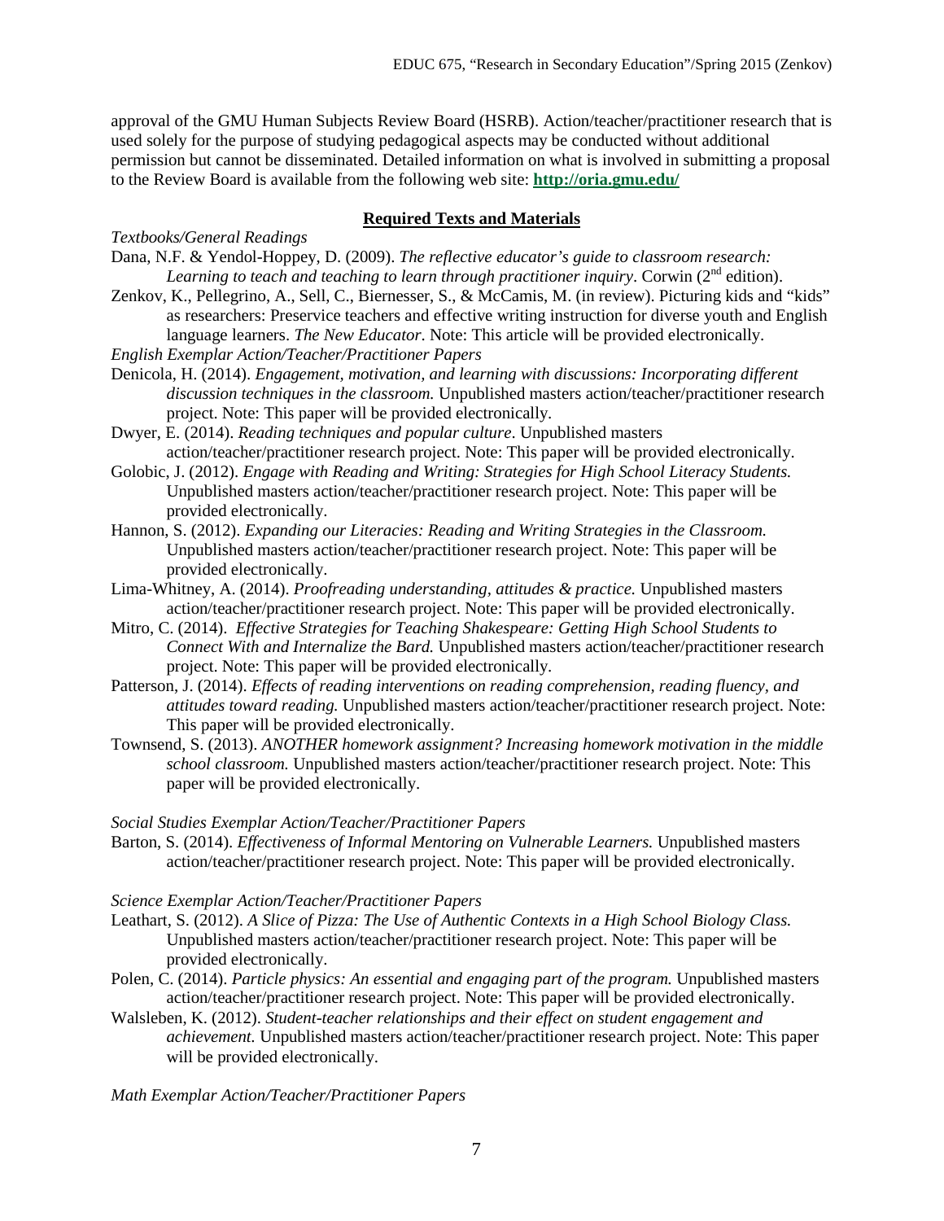approval of the GMU Human Subjects Review Board (HSRB). Action/teacher/practitioner research that is used solely for the purpose of studying pedagogical aspects may be conducted without additional permission but cannot be disseminated. Detailed information on what is involved in submitting a proposal to the Review Board is available from the following web site: **http://oria.gmu.edu/**

## **Required Texts and Materials**

*Textbooks/General Readings*

Dana, N.F. & Yendol-Hoppey, D. (2009). *The reflective educator's guide to classroom research: Learning to teach and teaching to learn through practitioner inquiry*. Corwin (2nd edition).

Zenkov, K., Pellegrino, A., Sell, C., Biernesser, S., & McCamis, M. (in review). Picturing kids and "kids" as researchers: Preservice teachers and effective writing instruction for diverse youth and English language learners. *The New Educator*. Note: This article will be provided electronically.

*English Exemplar Action/Teacher/Practitioner Papers*

Denicola, H. (2014). *Engagement, motivation, and learning with discussions: Incorporating different discussion techniques in the classroom.* Unpublished masters action/teacher/practitioner research project. Note: This paper will be provided electronically.

Dwyer, E. (2014). *Reading techniques and popular culture*. Unpublished masters action/teacher/practitioner research project. Note: This paper will be provided electronically.

Golobic, J. (2012). *Engage with Reading and Writing: Strategies for High School Literacy Students.* Unpublished masters action/teacher/practitioner research project. Note: This paper will be provided electronically.

Hannon, S. (2012). *Expanding our Literacies: Reading and Writing Strategies in the Classroom.* Unpublished masters action/teacher/practitioner research project. Note: This paper will be provided electronically.

Lima-Whitney, A. (2014). *Proofreading understanding, attitudes & practice.* Unpublished masters action/teacher/practitioner research project. Note: This paper will be provided electronically.

Mitro, C. (2014). *Effective Strategies for Teaching Shakespeare: Getting High School Students to Connect With and Internalize the Bard.* Unpublished masters action/teacher/practitioner research project. Note: This paper will be provided electronically.

Patterson, J. (2014). *Effects of reading interventions on reading comprehension, reading fluency, and attitudes toward reading.* Unpublished masters action/teacher/practitioner research project. Note: This paper will be provided electronically.

Townsend, S. (2013). *ANOTHER homework assignment? Increasing homework motivation in the middle school classroom.* Unpublished masters action/teacher/practitioner research project. Note: This paper will be provided electronically.

*Social Studies Exemplar Action/Teacher/Practitioner Papers*

Barton, S. (2014). *Effectiveness of Informal Mentoring on Vulnerable Learners.* Unpublished masters action/teacher/practitioner research project. Note: This paper will be provided electronically.

*Science Exemplar Action/Teacher/Practitioner Papers*

Leathart, S. (2012). *A Slice of Pizza: The Use of Authentic Contexts in a High School Biology Class.* Unpublished masters action/teacher/practitioner research project. Note: This paper will be provided electronically.

Polen, C. (2014). *Particle physics: An essential and engaging part of the program.* Unpublished masters action/teacher/practitioner research project. Note: This paper will be provided electronically.

Walsleben, K. (2012). *Student-teacher relationships and their effect on student engagement and achievement.* Unpublished masters action/teacher/practitioner research project. Note: This paper will be provided electronically.

*Math Exemplar Action/Teacher/Practitioner Papers*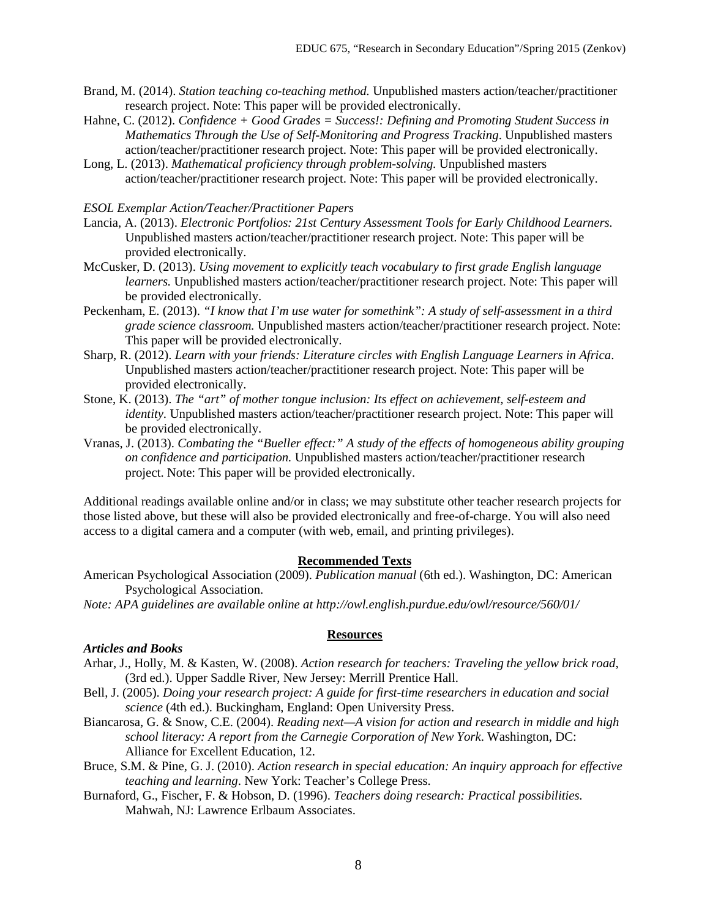Brand, M. (2014). *Station teaching co-teaching method.* Unpublished masters action/teacher/practitioner research project. Note: This paper will be provided electronically.

Hahne, C. (2012). *Confidence + Good Grades = Success!: Defining and Promoting Student Success in Mathematics Through the Use of Self-Monitoring and Progress Tracking*. Unpublished masters action/teacher/practitioner research project. Note: This paper will be provided electronically.

Long, L. (2013). *Mathematical proficiency through problem-solving.* Unpublished masters action/teacher/practitioner research project. Note: This paper will be provided electronically.

*ESOL Exemplar Action/Teacher/Practitioner Papers*

Lancia, A. (2013). *Electronic Portfolios: 21st Century Assessment Tools for Early Childhood Learners.* Unpublished masters action/teacher/practitioner research project. Note: This paper will be provided electronically.

McCusker, D. (2013). *Using movement to explicitly teach vocabulary to first grade English language learners.* Unpublished masters action/teacher/practitioner research project. Note: This paper will be provided electronically.

Peckenham, E. (2013). *"I know that I'm use water for somethink": A study of self-assessment in a third grade science classroom.* Unpublished masters action/teacher/practitioner research project. Note: This paper will be provided electronically.

Sharp, R. (2012). *Learn with your friends: Literature circles with English Language Learners in Africa*. Unpublished masters action/teacher/practitioner research project. Note: This paper will be provided electronically.

Stone, K. (2013). *The "art" of mother tongue inclusion: Its effect on achievement, self-esteem and identity.* Unpublished masters action/teacher/practitioner research project. Note: This paper will be provided electronically.

Vranas, J. (2013). *Combating the "Bueller effect:" A study of the effects of homogeneous ability grouping on confidence and participation.* Unpublished masters action/teacher/practitioner research project. Note: This paper will be provided electronically.

Additional readings available online and/or in class; we may substitute other teacher research projects for those listed above, but these will also be provided electronically and free-of-charge. You will also need access to a digital camera and a computer (with web, email, and printing privileges).

## Recommended Texts

American Psychological Association (2009). *Publication manual* (6th ed.). Washington, DC: American Psychological Association.

*Note: APA guidelines are available online at http://owl.english.purdue.edu/owl/resource/560/01/*

## Resources

### *Articles and Books*

Arhar, J., Holly, M. & Kasten, W. (2008). *Action research for teachers: Traveling the yellow brick road,* (3rd ed.). Upper Saddle River, New Jersey: Merrill Prentice Hall.

Bell, J. (2005). *Doing your research project: A guide for first-time researchers in education and social science* (4th ed.). Buckingham, England: Open University Press.

Biancarosa, G. & Snow, C.E. (2004). *Reading next—A vision for action and research in middle and high school literacy: A report from the Carnegie Corporation of New York*. Washington, DC: Alliance for Excellent Education, 12.

Bruce, S.M. & Pine, G. J. (2010). *Action research in special education: An inquiry approach for effective teaching and learning*. New York: Teacher's College Press.

Burnaford, G., Fischer, F. & Hobson, D. (1996). *Teachers doing research: Practical possibilities.* Mahwah, NJ: Lawrence Erlbaum Associates.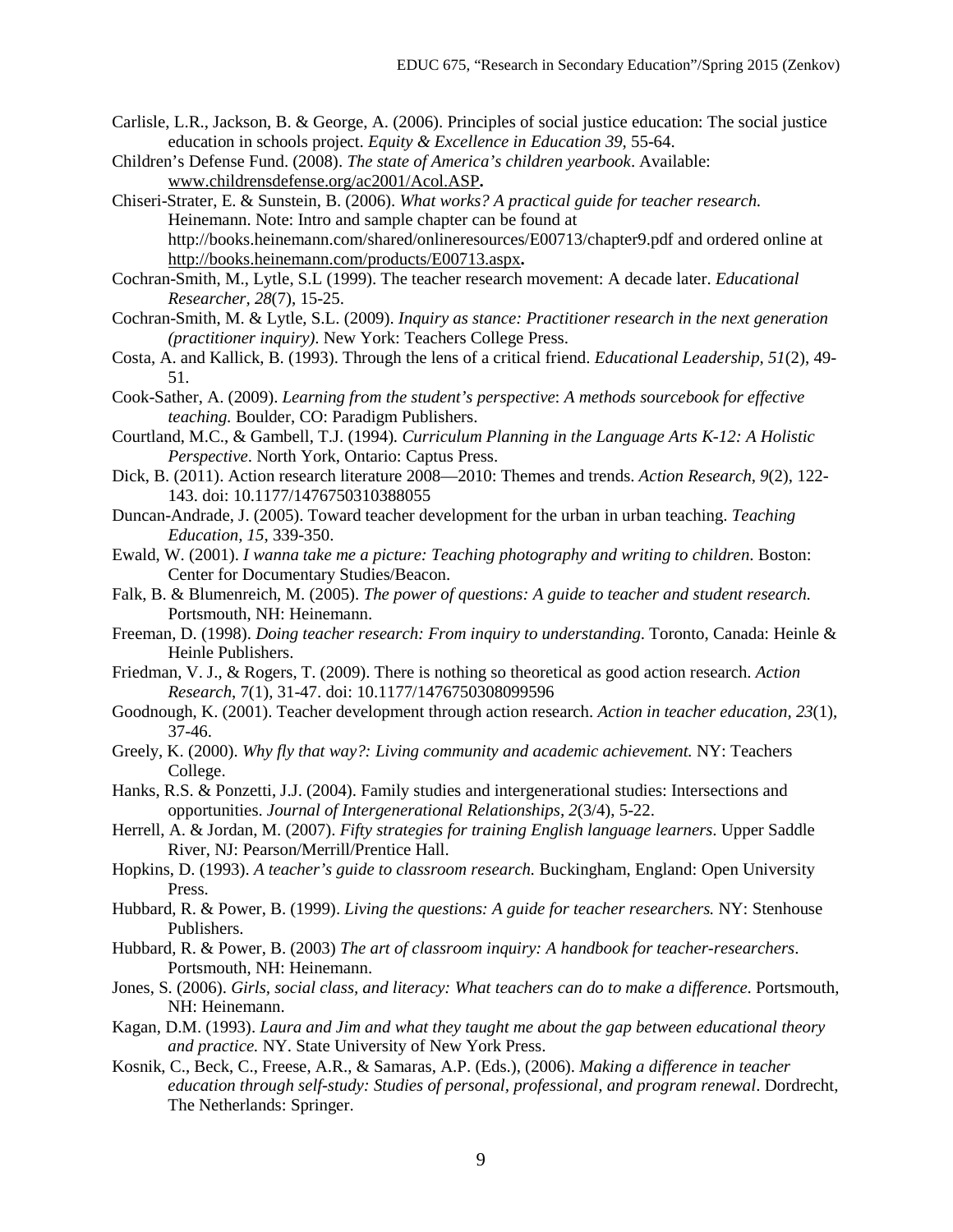Carlisle, L.R., Jackson, B. & George, A. (2006). Principles of social justice education: The social justice education in schools project. *Equity & Excellence in Education 39,* 55-64.

Children's Defense Fund. (2008). *The state of America's children yearbook*. Available: www.childrensdefense.org/ac2001/Acol.ASP**.**

Chiseri-Strater, E. & Sunstein, B. (2006). *What works? A practical guide for teacher research.* Heinemann. Note: Intro and sample chapter can be found at http://books.heinemann.com/shared/onlineresources/E00713/chapter9.pdf and ordered online at http://books.heinemann.com/products/E00713.aspx**.**

Cochran-Smith, M., Lytle, S.L (1999). The teacher research movement: A decade later. *Educational Researcher, 28*(7), 15-25.

Cochran-Smith, M. & Lytle, S.L. (2009). *Inquiry as stance: Practitioner research in the next generation (practitioner inquiry)*. New York: Teachers College Press.

Costa, A. and Kallick, B. (1993). Through the lens of a critical friend. *Educational Leadership*, *51*(2), 49-51.

Cook-Sather, A. (2009). *Learning from the student's perspective*: *A methods sourcebook for effective teaching.* Boulder, CO: Paradigm Publishers.

Courtland, M.C., & Gambell, T.J. (1994)*. Curriculum Planning in the Language Arts K-12: A Holistic Perspective*. North York, Ontario: Captus Press.

Dick, B. (2011). Action research literature 2008—2010: Themes and trends. *Action Research*, *9*(2), 122-143. doi: 10.1177/1476750310388055

Duncan-Andrade, J. (2005). Toward teacher development for the urban in urban teaching. *Teaching Education, 15*, 339-350.

Ewald, W. (2001). *I wanna take me a picture: Teaching photography and writing to children*. Boston: Center for Documentary Studies/Beacon.

Falk, B. & Blumenreich, M. (2005). *The power of questions: A guide to teacher and student research.* Portsmouth, NH: Heinemann.

Freeman, D. (1998). *Doing teacher research: From inquiry to understanding*. Toronto, Canada: Heinle & Heinle Publishers.

Friedman, V. J., & Rogers, T. (2009). There is nothing so theoretical as good action research. *Action Research*, 7(1), 31-47. doi: 10.1177/1476750308099596

Goodnough, K. (2001). Teacher development through action research. *Action in teacher education, 23*(1), 37-46.

Greely, K. (2000). *Why fly that way?: Living community and academic achievement.* NY: Teachers College.

Hanks, R.S. & Ponzetti, J.J. (2004). Family studies and intergenerational studies: Intersections and opportunities. *Journal of Intergenerational Relationships*, *2*(3/4), 5-22.

Herrell, A. & Jordan, M. (2007). *Fifty strategies for training English language learners*. Upper Saddle River, NJ: Pearson/Merrill/Prentice Hall.

Hopkins, D. (1993). *A teacher's guide to classroom research.* Buckingham, England: Open University Press.

Hubbard, R. & Power, B. (1999). *Living the questions: A guide for teacher researchers.* NY: Stenhouse Publishers.

Hubbard, R. & Power, B. (2003) *The art of classroom inquiry: A handbook for teacher-researchers*. Portsmouth, NH: Heinemann.

Jones, S. (2006). *Girls, social class, and literacy: What teachers can do to make a difference*. Portsmouth, NH: Heinemann.

Kagan, D.M. (1993). *Laura and Jim and what they taught me about the gap between educational theory and practice.* NY. State University of New York Press.

Kosnik, C., Beck, C., Freese, A.R., & Samaras, A.P. (Eds.), (2006). *Making a difference in teacher education through self-study: Studies of personal, professional, and program renewal*. Dordrecht, The Netherlands: Springer.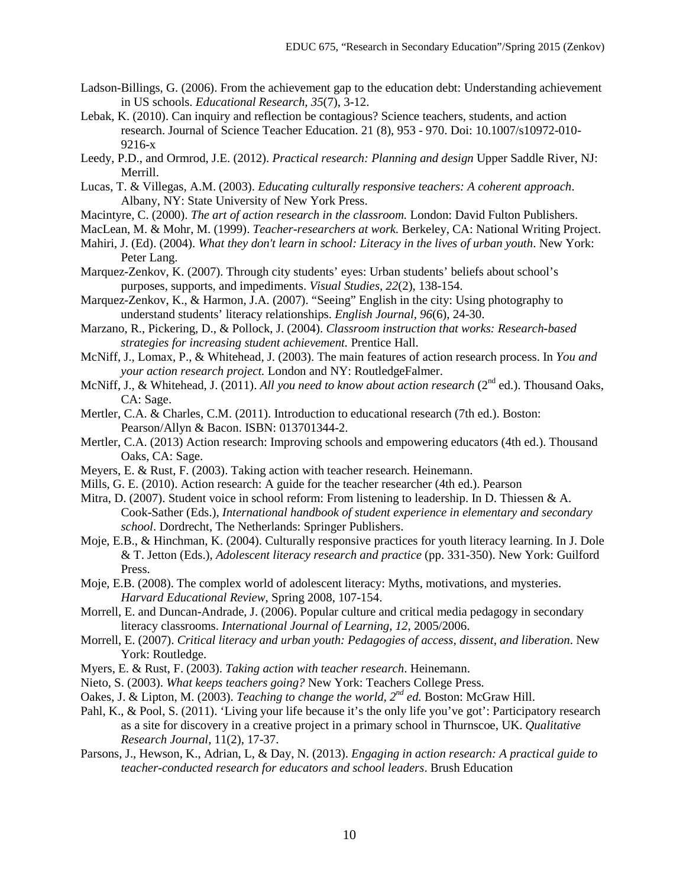Ladson-Billings, G. (2006). From the achievement gap to the education debt: Understanding achievement in US schools. *Educational Research, 35*(7), 3-12.

Lebak, K. (2010). Can inquiry and reflection be contagious? Science teachers, students, and action research. Journal of Science Teacher Education. 21 (8), 953 - 970. Doi: 10.1007/s10972-010-9216-x

Leedy, P.D., and Ormrod, J.E. (2012). *Practical research: Planning and design* Upper Saddle River, NJ: Merrill.

Lucas, T. & Villegas, A.M. (2003). *Educating culturally responsive teachers: A coherent approach*. Albany, NY: State University of New York Press.

Macintyre, C. (2000). *The art of action research in the classroom.* London: David Fulton Publishers.

MacLean, M. & Mohr, M. (1999). *Teacher-researchers at work.* Berkeley, CA: National Writing Project.

Mahiri, J. (Ed). (2004). *What they don't learn in school: Literacy in the lives of urban youth*. New York: Peter Lang.

Marquez-Zenkov, K. (2007). Through city students' eyes: Urban students' beliefs about school's purposes, supports, and impediments. *Visual Studies, 22*(2), 138-154.

Marquez-Zenkov, K., & Harmon, J.A. (2007). "Seeing" English in the city: Using photography to understand students' literacy relationships. *English Journal, 96*(6), 24-30.

Marzano, R., Pickering, D., & Pollock, J. (2004). *Classroom instruction that works: Research-based strategies for increasing student achievement.* Prentice Hall.

McNiff, J., Lomax, P., & Whitehead, J. (2003). The main features of action research process. In *You and your action research project.* London and NY: RoutledgeFalmer.

McNiff, J., & Whitehead, J. (2011). *All you need to know about action research* (2nd ed.). Thousand Oaks, CA: Sage.

Mertler, C.A. & Charles, C.M. (2011). Introduction to educational research (7th ed.). Boston: Pearson/Allyn & Bacon. ISBN: 013701344-2.

Mertler, C.A. (2013) Action research: Improving schools and empowering educators (4th ed.). Thousand Oaks, CA: Sage.

Meyers, E. & Rust, F. (2003). Taking action with teacher research. Heinemann.

Mills, G. E. (2010). Action research: A guide for the teacher researcher (4th ed.). Pearson

Mitra, D. (2007). Student voice in school reform: From listening to leadership. In D. Thiessen & A. Cook-Sather (Eds.), *International handbook of student experience in elementary and secondary school*. Dordrecht, The Netherlands: Springer Publishers.

Moje, E.B., & Hinchman, K. (2004). Culturally responsive practices for youth literacy learning. In J. Dole & T. Jetton (Eds.), *Adolescent literacy research and practice* (pp. 331-350). New York: Guilford Press.

Moje, E.B. (2008). The complex world of adolescent literacy: Myths, motivations, and mysteries. *Harvard Educational Review*, Spring 2008, 107-154.

Morrell, E. and Duncan-Andrade, J. (2006). Popular culture and critical media pedagogy in secondary literacy classrooms. *International Journal of Learning, 12,* 2005/2006.

Morrell, E. (2007). *Critical literacy and urban youth: Pedagogies of access, dissent, and liberation*. New York: Routledge.

Myers, E. & Rust, F. (2003). *Taking action with teacher research*. Heinemann.

Nieto, S. (2003). *What keeps teachers going?* New York: Teachers College Press.

Oakes, J. & Lipton, M. (2003). *Teaching to change the world, 2nd ed.* Boston: McGraw Hill.

Pahl, K., & Pool, S. (2011). 'Living your life because it's the only life you've got': Participatory research as a site for discovery in a creative project in a primary school in Thurnscoe, UK. *Qualitative Research Journal*, 11(2), 17-37.

Parsons, J., Hewson, K., Adrian, L, & Day, N. (2013). *Engaging in action research: A practical guide to teacher-conducted research for educators and school leaders*. Brush Education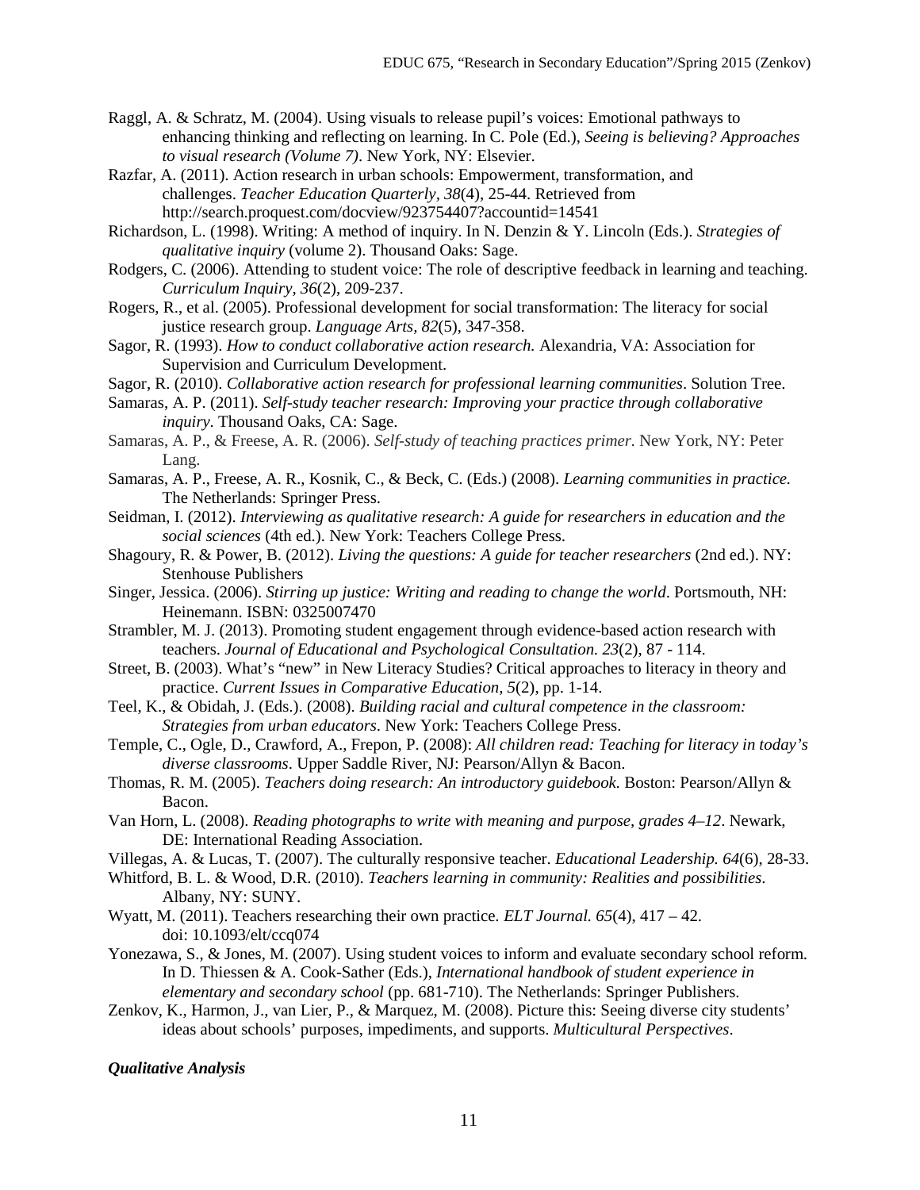Raggl, A. & Schratz, M. (2004). Using visuals to release pupil's voices: Emotional pathways to enhancing thinking and reflecting on learning. In C. Pole (Ed.), *Seeing is believing? Approaches to visual research (Volume 7)*. New York, NY: Elsevier.

Razfar, A. (2011). Action research in urban schools: Empowerment, transformation, and challenges. *Teacher Education Quarterly, 38*(4), 25-44. Retrieved from http://search.proquest.com/docview/923754407?accountid=14541

Richardson, L. (1998). Writing: A method of inquiry. In N. Denzin & Y. Lincoln (Eds.). *Strategies of qualitative inquiry* (volume 2). Thousand Oaks: Sage.

Rodgers, C. (2006). Attending to student voice: The role of descriptive feedback in learning and teaching. *Curriculum Inquiry, 36*(2), 209-237.

Rogers, R., et al. (2005). Professional development for social transformation: The literacy for social justice research group. *Language Arts, 82*(5), 347-358.

Sagor, R. (1993). *How to conduct collaborative action research.* Alexandria, VA: Association for Supervision and Curriculum Development.

Sagor, R. (2010). *Collaborative action research for professional learning communities*. Solution Tree.

Samaras, A. P. (2011). *Self-study teacher research: Improving your practice through collaborative inquiry.* Thousand Oaks, CA: Sage.

Samaras, A. P., & Freese, A. R. (2006). *Self-study of teaching practices primer.* New York, NY: Peter Lang.

Samaras, A. P., Freese, A. R., Kosnik, C., & Beck, C. (Eds.) (2008). *Learning communities in practice.* The Netherlands: Springer Press.

Seidman, I. (2012). *Interviewing as qualitative research: A guide for researchers in education and the social sciences* (4th ed.). New York: Teachers College Press.

Shagoury, R. & Power, B. (2012). *Living the questions: A guide for teacher researchers* (2nd ed.). NY: Stenhouse Publishers

Singer, Jessica. (2006). *Stirring up justice: Writing and reading to change the world*. Portsmouth, NH: Heinemann. ISBN: 0325007470

Strambler, M. J. (2013). Promoting student engagement through evidence-based action research with teachers. *Journal of Educational and Psychological Consultation. 23*(2), 87 - 114.

Street, B. (2003). What's "new" in New Literacy Studies? Critical approaches to literacy in theory and practice. *Current Issues in Comparative Education, 5*(2), pp. 1-14.

Teel, K., & Obidah, J. (Eds.). (2008). *Building racial and cultural competence in the classroom: Strategies from urban educators.* New York: Teachers College Press.

Temple, C., Ogle, D., Crawford, A., Frepon, P. (2008): *All children read: Teaching for literacy in today's diverse classrooms*. Upper Saddle River, NJ: Pearson/Allyn & Bacon.

Thomas, R. M. (2005). *Teachers doing research: An introductory guidebook.* Boston: Pearson/Allyn & Bacon.

Van Horn, L. (2008). *Reading photographs to write with meaning and purpose, grades 4–12*. Newark, DE: International Reading Association.

Villegas, A. & Lucas, T. (2007). The culturally responsive teacher. *Educational Leadership. 64*(6), 28-33.

Whitford, B. L. & Wood, D.R. (2010). *Teachers learning in community: Realities and possibilities*. Albany, NY: SUNY.

Wyatt, M. (2011). Teachers researching their own practice. *ELT Journal. 65*(4), 417 – 42. doi: 10.1093/elt/ccq074

Yonezawa, S., & Jones, M. (2007). Using student voices to inform and evaluate secondary school reform. In D. Thiessen & A. Cook-Sather (Eds.), *International handbook of student experience in elementary and secondary school* (pp. 681-710). The Netherlands: Springer Publishers.

Zenkov, K., Harmon, J., van Lier, P., & Marquez, M. (2008). Picture this: Seeing diverse city students' ideas about schools' purposes, impediments, and supports. *Multicultural Perspectives*.

***Qualitative Analysis***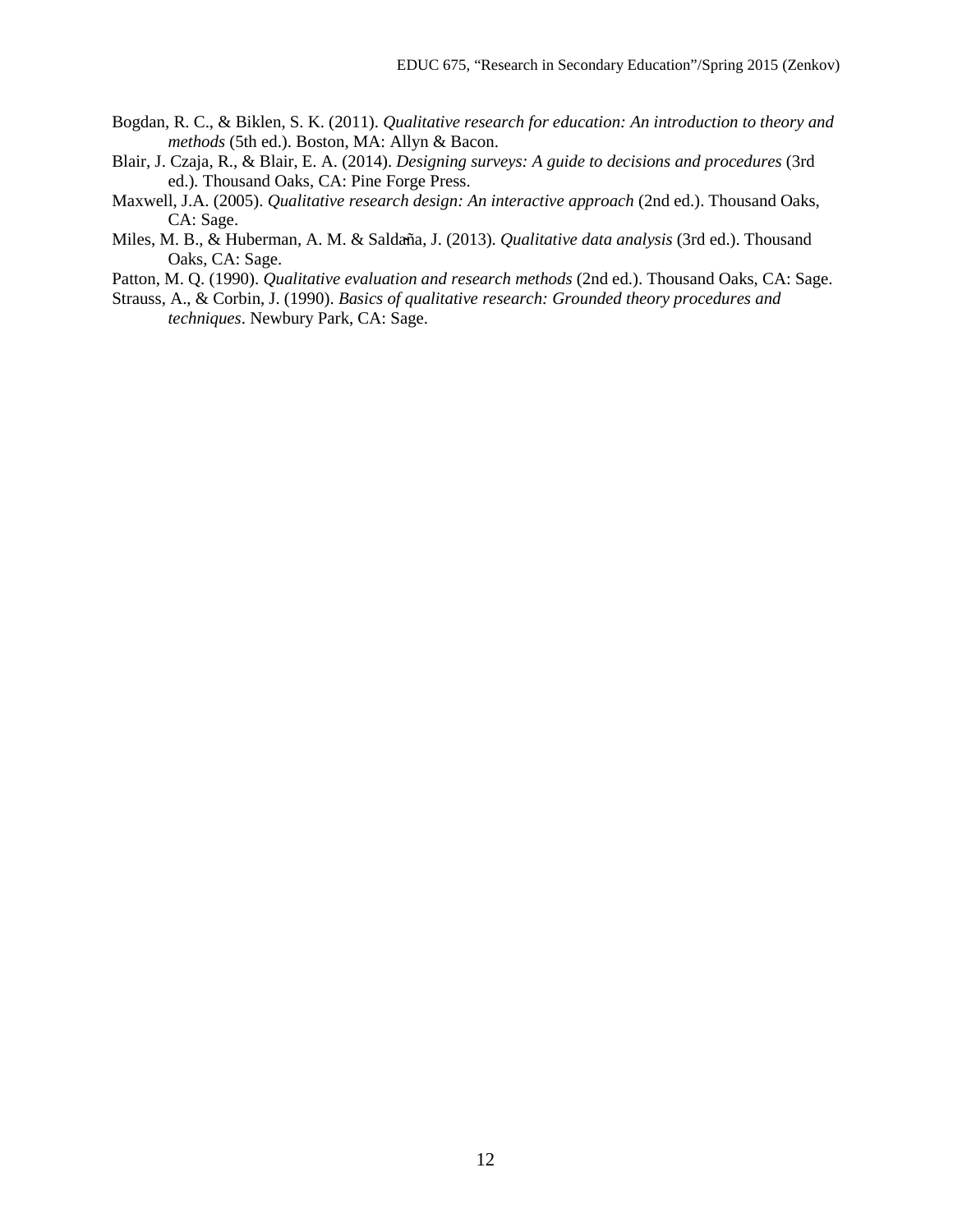Bogdan, R. C., & Biklen, S. K. (2011). *Qualitative research for education: An introduction to theory and methods* (5th ed.). Boston, MA: Allyn & Bacon.

Blair, J. Czaja, R., & Blair, E. A. (2014). *Designing surveys: A guide to decisions and procedures* (3rd ed.). Thousand Oaks, CA: Pine Forge Press.

Maxwell, J.A. (2005). *Qualitative research design: An interactive approach* (2nd ed.). Thousand Oaks, CA: Sage.

Miles, M. B., & Huberman, A. M. & Saldaña, J. (2013). *Qualitative data analysis* (3rd ed.). Thousand Oaks, CA: Sage.

Patton, M. Q. (1990). *Qualitative evaluation and research methods* (2nd ed.). Thousand Oaks, CA: Sage.

Strauss, A., & Corbin, J. (1990). *Basics of qualitative research: Grounded theory procedures and techniques*. Newbury Park, CA: Sage.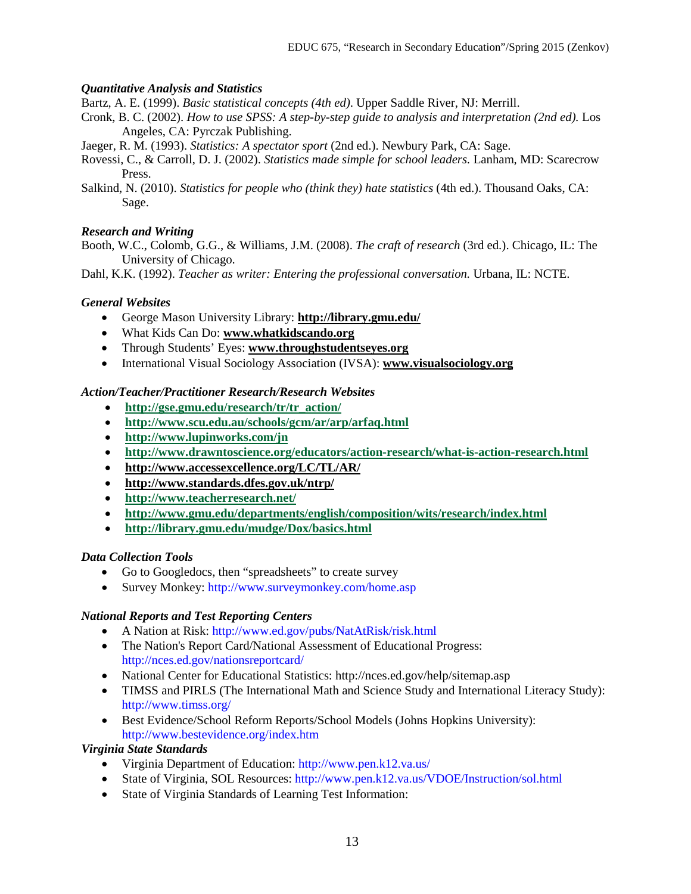### *Quantitative Analysis and Statistics*

Bartz, A. E. (1999). *Basic statistical concepts (4th ed)*. Upper Saddle River, NJ: Merrill.

Cronk, B. C. (2002). *How to use SPSS: A step-by-step guide to analysis and interpretation (2nd ed).* Los Angeles, CA: Pyrczak Publishing.

Jaeger, R. M. (1993). *Statistics: A spectator sport* (2nd ed.). Newbury Park, CA: Sage.

Rovessi, C., & Carroll, D. J. (2002). *Statistics made simple for school leaders.* Lanham, MD: Scarecrow Press.

Salkind, N. (2010). *Statistics for people who (think they) hate statistics* (4th ed.). Thousand Oaks, CA: Sage.

### *Research and Writing*

Booth, W.C., Colomb, G.G., & Williams, J.M. (2008). *The craft of research* (3rd ed.). Chicago, IL: The University of Chicago.

Dahl, K.K. (1992). *Teacher as writer: Entering the professional conversation.* Urbana, IL: NCTE.

### *General Websites*

- George Mason University Library: **http://library.gmu.edu/**
- What Kids Can Do: **www.whatkidscando.org**
- Through Students' Eyes: **www.throughstudentseyes.org**
- International Visual Sociology Association (IVSA): **www.visualsociology.org**

### *Action/Teacher/Practitioner Research/Research Websites*

- **http://gse.gmu.edu/research/tr/tr_action/**
- **http://www.scu.edu.au/schools/gcm/ar/arp/arfaq.html**
- **http://www.lupinworks.com/jn**
- **http://www.drawntoscience.org/educators/action-research/what-is-action-research.html**
- **http://www.accessexcellence.org/LC/TL/AR/**
- **http://www.standards.dfes.gov.uk/ntrp/**
- **http://www.teacherresearch.net/**
- **http://www.gmu.edu/departments/english/composition/wits/research/index.html**
- **http://library.gmu.edu/mudge/Dox/basics.html**

### *Data Collection Tools*

- Go to Googledocs, then "spreadsheets" to create survey
- Survey Monkey: http://www.surveymonkey.com/home.asp

### *National Reports and Test Reporting Centers*

- A Nation at Risk: http://www.ed.gov/pubs/NatAtRisk/risk.html
- The Nation's Report Card/National Assessment of Educational Progress: http://nces.ed.gov/nationsreportcard/
- National Center for Educational Statistics: http://nces.ed.gov/help/sitemap.asp
- TIMSS and PIRLS (The International Math and Science Study and International Literacy Study): http://www.timss.org/
- Best Evidence/School Reform Reports/School Models (Johns Hopkins University): http://www.bestevidence.org/index.htm

### *Virginia State Standards*

- Virginia Department of Education: http://www.pen.k12.va.us/
- State of Virginia, SOL Resources: http://www.pen.k12.va.us/VDOE/Instruction/sol.html
- State of Virginia Standards of Learning Test Information: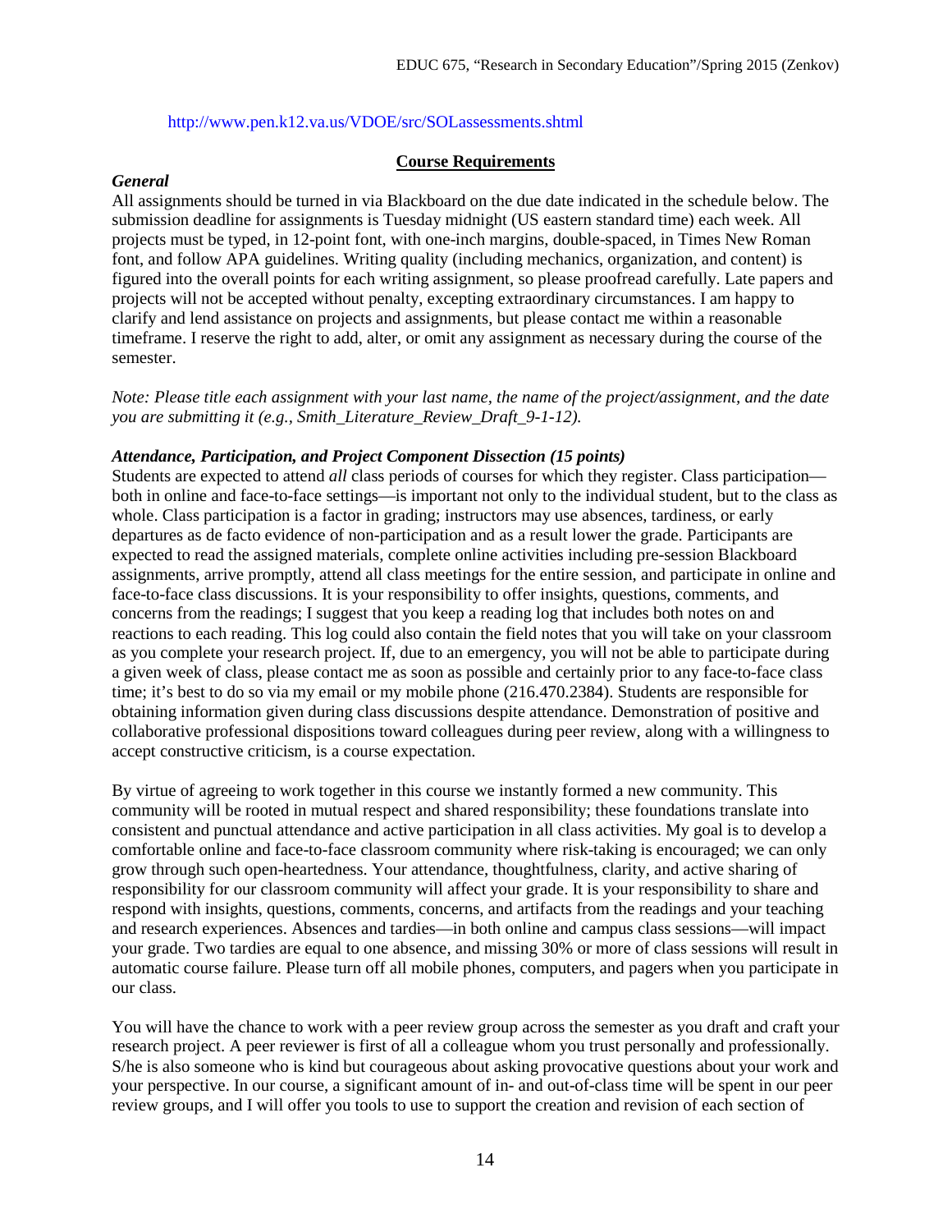http://www.pen.k12.va.us/VDOE/src/SOLassessments.shtml

## Course Requirements

### *General*

All assignments should be turned in via Blackboard on the due date indicated in the schedule below. The submission deadline for assignments is Tuesday midnight (US eastern standard time) each week. All projects must be typed, in 12-point font, with one-inch margins, double-spaced, in Times New Roman font, and follow APA guidelines. Writing quality (including mechanics, organization, and content) is figured into the overall points for each writing assignment, so please proofread carefully. Late papers and projects will not be accepted without penalty, excepting extraordinary circumstances. I am happy to clarify and lend assistance on projects and assignments, but please contact me within a reasonable timeframe. I reserve the right to add, alter, or omit any assignment as necessary during the course of the semester.

*Note: Please title each assignment with your last name, the name of the project/assignment, and the date you are submitting it (e.g., Smith_Literature_Review_Draft_9-1-12).*

### *Attendance, Participation, and Project Component Dissection (15 points)*

Students are expected to attend *all* class periods of courses for which they register. Class participation—both in online and face-to-face settings—is important not only to the individual student, but to the class as whole. Class participation is a factor in grading; instructors may use absences, tardiness, or early departures as de facto evidence of non-participation and as a result lower the grade. Participants are expected to read the assigned materials, complete online activities including pre-session Blackboard assignments, arrive promptly, attend all class meetings for the entire session, and participate in online and face-to-face class discussions. It is your responsibility to offer insights, questions, comments, and concerns from the readings; I suggest that you keep a reading log that includes both notes on and reactions to each reading. This log could also contain the field notes that you will take on your classroom as you complete your research project. If, due to an emergency, you will not be able to participate during a given week of class, please contact me as soon as possible and certainly prior to any face-to-face class time; it's best to do so via my email or my mobile phone (216.470.2384). Students are responsible for obtaining information given during class discussions despite attendance. Demonstration of positive and collaborative professional dispositions toward colleagues during peer review, along with a willingness to accept constructive criticism, is a course expectation.

By virtue of agreeing to work together in this course we instantly formed a new community. This community will be rooted in mutual respect and shared responsibility; these foundations translate into consistent and punctual attendance and active participation in all class activities. My goal is to develop a comfortable online and face-to-face classroom community where risk-taking is encouraged; we can only grow through such open-heartedness. Your attendance, thoughtfulness, clarity, and active sharing of responsibility for our classroom community will affect your grade. It is your responsibility to share and respond with insights, questions, comments, concerns, and artifacts from the readings and your teaching and research experiences. Absences and tardies—in both online and campus class sessions—will impact your grade. Two tardies are equal to one absence, and missing 30% or more of class sessions will result in automatic course failure. Please turn off all mobile phones, computers, and pagers when you participate in our class.

You will have the chance to work with a peer review group across the semester as you draft and craft your research project. A peer reviewer is first of all a colleague whom you trust personally and professionally. S/he is also someone who is kind but courageous about asking provocative questions about your work and your perspective. In our course, a significant amount of in- and out-of-class time will be spent in our peer review groups, and I will offer you tools to use to support the creation and revision of each section of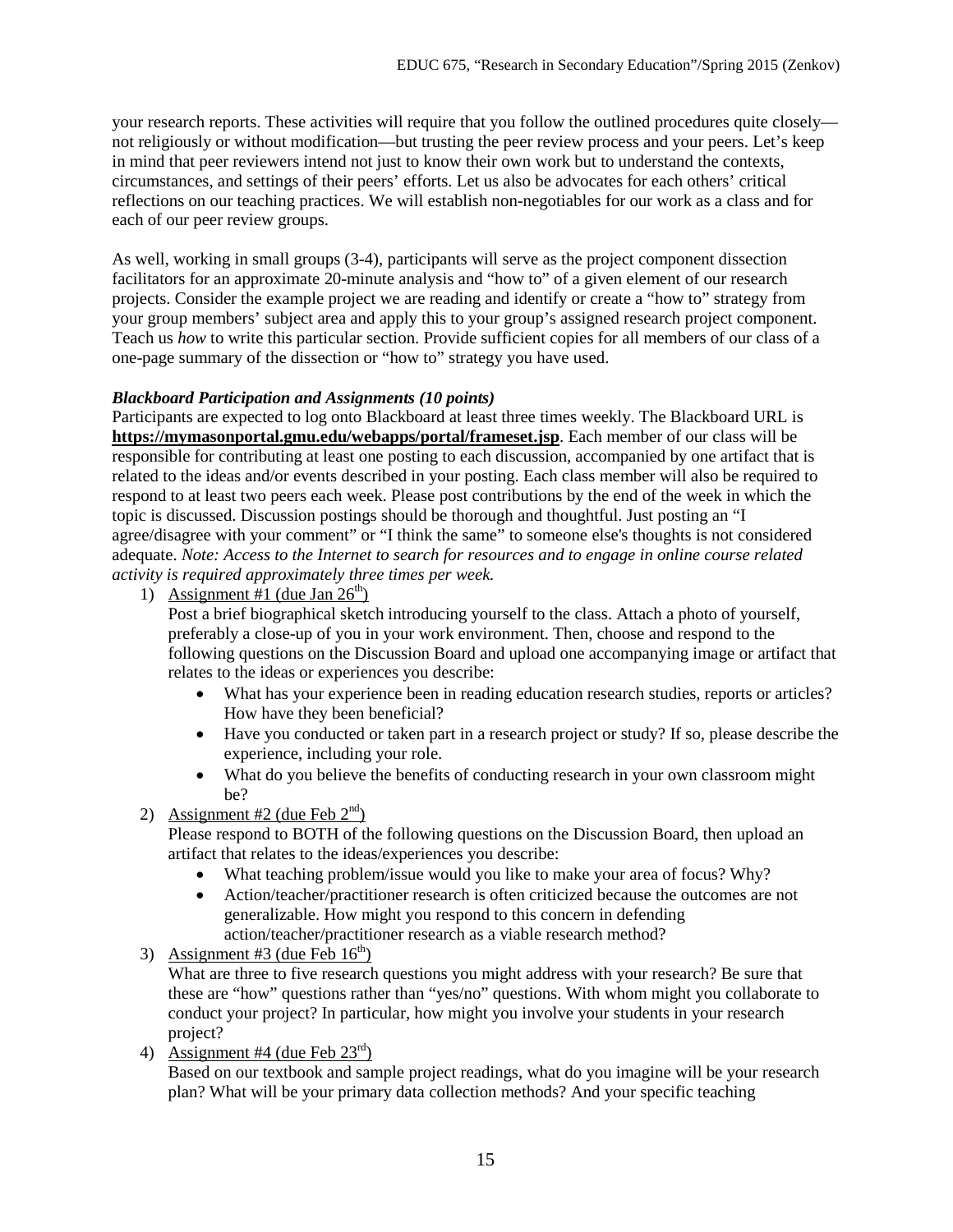your research reports. These activities will require that you follow the outlined procedures quite closely—not religiously or without modification—but trusting the peer review process and your peers. Let's keep in mind that peer reviewers intend not just to know their own work but to understand the contexts, circumstances, and settings of their peers' efforts. Let us also be advocates for each others' critical reflections on our teaching practices. We will establish non-negotiables for our work as a class and for each of our peer review groups.

As well, working in small groups (3-4), participants will serve as the project component dissection facilitators for an approximate 20-minute analysis and "how to" of a given element of our research projects. Consider the example project we are reading and identify or create a "how to" strategy from your group members' subject area and apply this to your group's assigned research project component. Teach us *how* to write this particular section. Provide sufficient copies for all members of our class of a one-page summary of the dissection or "how to" strategy you have used.

***Blackboard Participation and Assignments (10 points)***

Participants are expected to log onto Blackboard at least three times weekly. The Blackboard URL is **https://mymasonportal.gmu.edu/webapps/portal/frameset.jsp**. Each member of our class will be responsible for contributing at least one posting to each discussion, accompanied by one artifact that is related to the ideas and/or events described in your posting. Each class member will also be required to respond to at least two peers each week. Please post contributions by the end of the week in which the topic is discussed. Discussion postings should be thorough and thoughtful. Just posting an "I agree/disagree with your comment" or "I think the same" to someone else's thoughts is not considered adequate. *Note: Access to the Internet to search for resources and to engage in online course related activity is required approximately three times per week.*

1) Assignment #1 (due Jan 26th)
   Post a brief biographical sketch introducing yourself to the class. Attach a photo of yourself, preferably a close-up of you in your work environment. Then, choose and respond to the following questions on the Discussion Board and upload one accompanying image or artifact that relates to the ideas or experiences you describe:
   - What has your experience been in reading education research studies, reports or articles? How have they been beneficial?
   - Have you conducted or taken part in a research project or study? If so, please describe the experience, including your role.
   - What do you believe the benefits of conducting research in your own classroom might be?
2) Assignment #2 (due Feb 2nd)
   Please respond to BOTH of the following questions on the Discussion Board, then upload an artifact that relates to the ideas/experiences you describe:
   - What teaching problem/issue would you like to make your area of focus? Why?
   - Action/teacher/practitioner research is often criticized because the outcomes are not generalizable. How might you respond to this concern in defending action/teacher/practitioner research as a viable research method?
3) Assignment #3 (due Feb 16th)
   What are three to five research questions you might address with your research? Be sure that these are "how" questions rather than "yes/no" questions. With whom might you collaborate to conduct your project? In particular, how might you involve your students in your research project?
4) Assignment #4 (due Feb 23rd)
   Based on our textbook and sample project readings, what do you imagine will be your research plan? What will be your primary data collection methods? And your specific teaching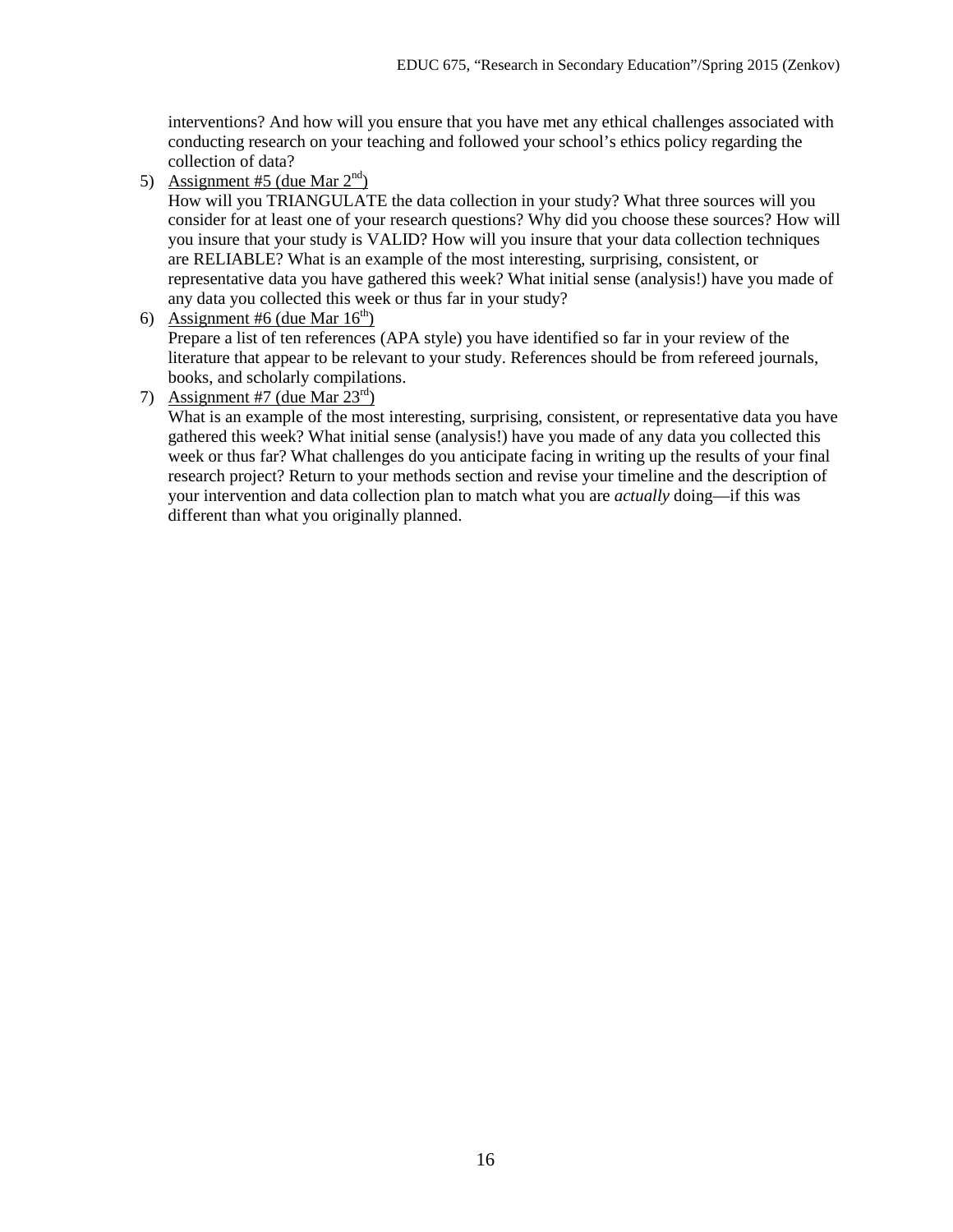interventions? And how will you ensure that you have met any ethical challenges associated with conducting research on your teaching and followed your school's ethics policy regarding the collection of data?

5) Assignment #5 (due Mar 2nd)
   How will you TRIANGULATE the data collection in your study? What three sources will you consider for at least one of your research questions? Why did you choose these sources? How will you insure that your study is VALID? How will you insure that your data collection techniques are RELIABLE? What is an example of the most interesting, surprising, consistent, or representative data you have gathered this week? What initial sense (analysis!) have you made of any data you collected this week or thus far in your study?

6) Assignment #6 (due Mar 16th)
   Prepare a list of ten references (APA style) you have identified so far in your review of the literature that appear to be relevant to your study. References should be from refereed journals, books, and scholarly compilations.

7) Assignment #7 (due Mar 23rd)
   What is an example of the most interesting, surprising, consistent, or representative data you have gathered this week? What initial sense (analysis!) have you made of any data you collected this week or thus far? What challenges do you anticipate facing in writing up the results of your final research project? Return to your methods section and revise your timeline and the description of your intervention and data collection plan to match what you are *actually* doing—if this was different than what you originally planned.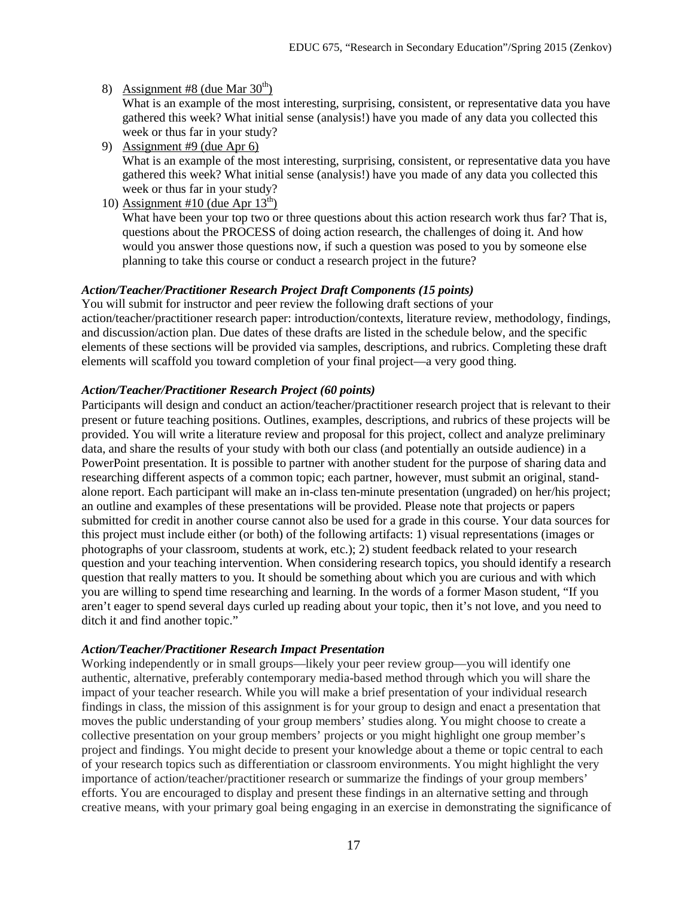8) Assignment #8 (due Mar 30th)
   What is an example of the most interesting, surprising, consistent, or representative data you have gathered this week? What initial sense (analysis!) have you made of any data you collected this week or thus far in your study?
9) Assignment #9 (due Apr 6)
   What is an example of the most interesting, surprising, consistent, or representative data you have gathered this week? What initial sense (analysis!) have you made of any data you collected this week or thus far in your study?
10) Assignment #10 (due Apr 13th)
   What have been your top two or three questions about this action research work thus far? That is, questions about the PROCESS of doing action research, the challenges of doing it. And how would you answer those questions now, if such a question was posed to you by someone else planning to take this course or conduct a research project in the future?

***Action/Teacher/Practitioner Research Project Draft Components (15 points)***

You will submit for instructor and peer review the following draft sections of your action/teacher/practitioner research paper: introduction/contexts, literature review, methodology, findings, and discussion/action plan. Due dates of these drafts are listed in the schedule below, and the specific elements of these sections will be provided via samples, descriptions, and rubrics. Completing these draft elements will scaffold you toward completion of your final project—a very good thing.

***Action/Teacher/Practitioner Research Project (60 points)***

Participants will design and conduct an action/teacher/practitioner research project that is relevant to their present or future teaching positions. Outlines, examples, descriptions, and rubrics of these projects will be provided. You will write a literature review and proposal for this project, collect and analyze preliminary data, and share the results of your study with both our class (and potentially an outside audience) in a PowerPoint presentation. It is possible to partner with another student for the purpose of sharing data and researching different aspects of a common topic; each partner, however, must submit an original, stand-alone report. Each participant will make an in-class ten-minute presentation (ungraded) on her/his project; an outline and examples of these presentations will be provided. Please note that projects or papers submitted for credit in another course cannot also be used for a grade in this course. Your data sources for this project must include either (or both) of the following artifacts: 1) visual representations (images or photographs of your classroom, students at work, etc.); 2) student feedback related to your research question and your teaching intervention. When considering research topics, you should identify a research question that really matters to you. It should be something about which you are curious and with which you are willing to spend time researching and learning. In the words of a former Mason student, "If you aren't eager to spend several days curled up reading about your topic, then it's not love, and you need to ditch it and find another topic."

***Action/Teacher/Practitioner Research Impact Presentation***

Working independently or in small groups—likely your peer review group—you will identify one authentic, alternative, preferably contemporary media-based method through which you will share the impact of your teacher research. While you will make a brief presentation of your individual research findings in class, the mission of this assignment is for your group to design and enact a presentation that moves the public understanding of your group members' studies along. You might choose to create a collective presentation on your group members' projects or you might highlight one group member's project and findings. You might decide to present your knowledge about a theme or topic central to each of your research topics such as differentiation or classroom environments. You might highlight the very importance of action/teacher/practitioner research or summarize the findings of your group members' efforts. You are encouraged to display and present these findings in an alternative setting and through creative means, with your primary goal being engaging in an exercise in demonstrating the significance of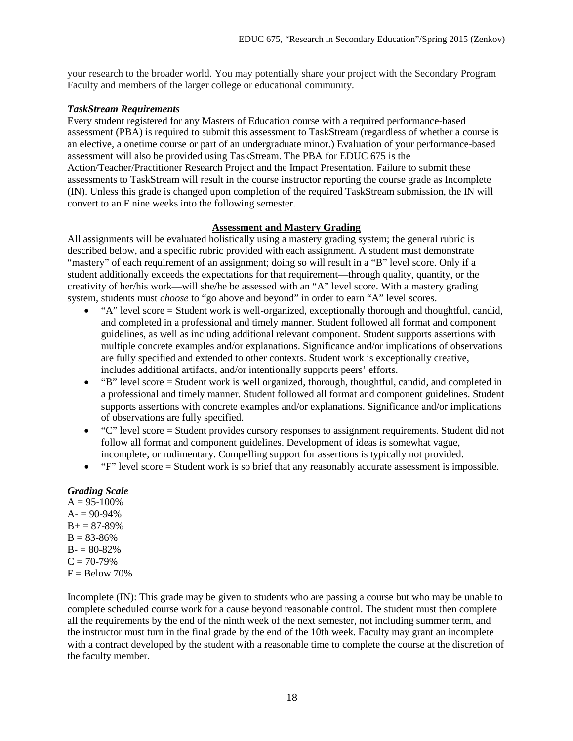your research to the broader world. You may potentially share your project with the Secondary Program Faculty and members of the larger college or educational community.

### *TaskStream Requirements*

Every student registered for any Masters of Education course with a required performance-based assessment (PBA) is required to submit this assessment to TaskStream (regardless of whether a course is an elective, a onetime course or part of an undergraduate minor.) Evaluation of your performance-based assessment will also be provided using TaskStream. The PBA for EDUC 675 is the Action/Teacher/Practitioner Research Project and the Impact Presentation. Failure to submit these assessments to TaskStream will result in the course instructor reporting the course grade as Incomplete (IN). Unless this grade is changed upon completion of the required TaskStream submission, the IN will convert to an F nine weeks into the following semester.

## Assessment and Mastery Grading

All assignments will be evaluated holistically using a mastery grading system; the general rubric is described below, and a specific rubric provided with each assignment. A student must demonstrate "mastery" of each requirement of an assignment; doing so will result in a "B" level score. Only if a student additionally exceeds the expectations for that requirement—through quality, quantity, or the creativity of her/his work—will she/he be assessed with an "A" level score. With a mastery grading system, students must *choose* to "go above and beyond" in order to earn "A" level scores.

- "A" level score = Student work is well-organized, exceptionally thorough and thoughtful, candid, and completed in a professional and timely manner. Student followed all format and component guidelines, as well as including additional relevant component. Student supports assertions with multiple concrete examples and/or explanations. Significance and/or implications of observations are fully specified and extended to other contexts. Student work is exceptionally creative, includes additional artifacts, and/or intentionally supports peers' efforts.
- "B" level score = Student work is well organized, thorough, thoughtful, candid, and completed in a professional and timely manner. Student followed all format and component guidelines. Student supports assertions with concrete examples and/or explanations. Significance and/or implications of observations are fully specified.
- "C" level score = Student provides cursory responses to assignment requirements. Student did not follow all format and component guidelines. Development of ideas is somewhat vague, incomplete, or rudimentary. Compelling support for assertions is typically not provided.
- "F" level score = Student work is so brief that any reasonably accurate assessment is impossible.

### *Grading Scale*

A = 95-100%  
A- = 90-94%  
B+ = 87-89%  
B = 83-86%  
B- = 80-82%  
C = 70-79%  
F = Below 70%

Incomplete (IN): This grade may be given to students who are passing a course but who may be unable to complete scheduled course work for a cause beyond reasonable control. The student must then complete all the requirements by the end of the ninth week of the next semester, not including summer term, and the instructor must turn in the final grade by the end of the 10th week. Faculty may grant an incomplete with a contract developed by the student with a reasonable time to complete the course at the discretion of the faculty member.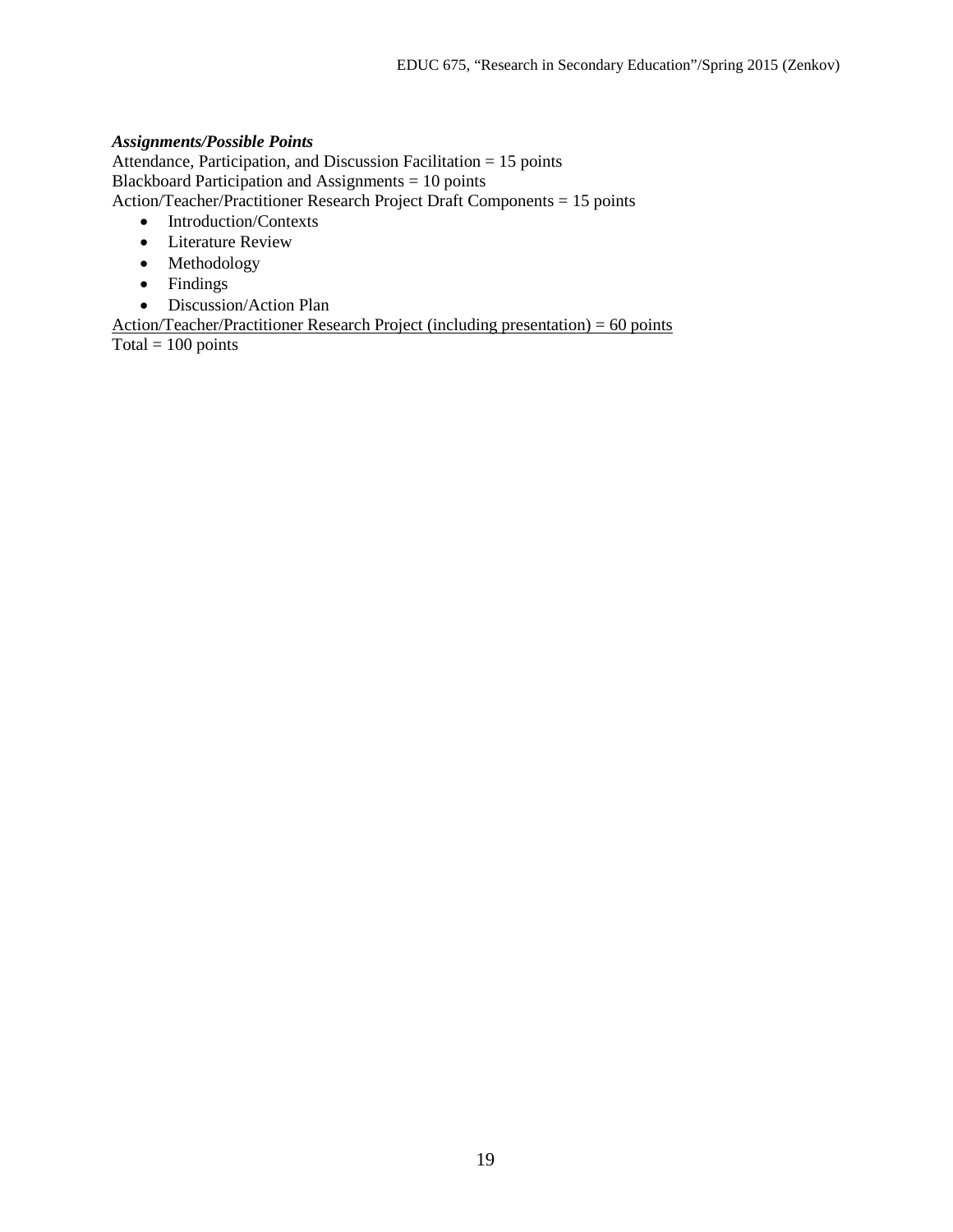***Assignments/Possible Points***

Attendance, Participation, and Discussion Facilitation = 15 points
Blackboard Participation and Assignments = 10 points
Action/Teacher/Practitioner Research Project Draft Components = 15 points

- Introduction/Contexts
- Literature Review
- Methodology
- Findings
- Discussion/Action Plan

<u>Action/Teacher/Practitioner Research Project (including presentation) = 60 points</u>
Total = 100 points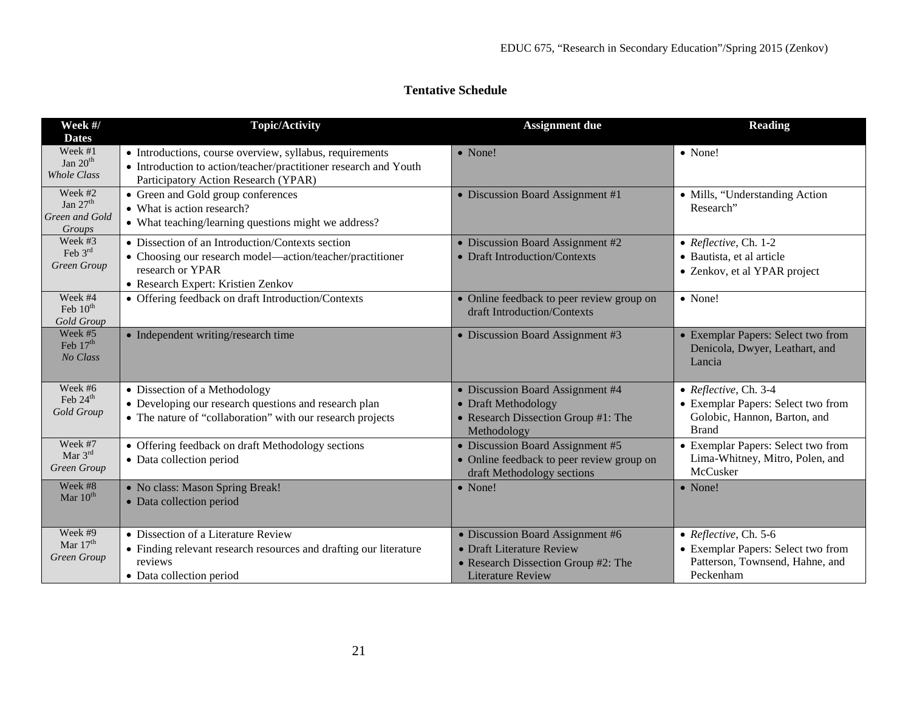**Tentative Schedule**

| Week #/ Dates | Topic/Activity | Assignment due | Reading |
|---|---|---|---|
| Week #1<br>Jan 20th<br>*Whole Class* | • Introductions, course overview, syllabus, requirements<br>• Introduction to action/teacher/practitioner research and Youth Participatory Action Research (YPAR) | • None! | • None! |
| Week #2<br>Jan 27th<br>*Green and Gold Groups* | • Green and Gold group conferences<br>• What is action research?<br>• What teaching/learning questions might we address? | • Discussion Board Assignment #1 | • Mills, "Understanding Action Research" |
| Week #3<br>Feb 3rd<br>*Green Group* | • Dissection of an Introduction/Contexts section<br>• Choosing our research model—action/teacher/practitioner research or YPAR<br>• Research Expert: Kristien Zenkov | • Discussion Board Assignment #2<br>• Draft Introduction/Contexts | • *Reflective*, Ch. 1-2<br>• Bautista, et al article<br>• Zenkov, et al YPAR project |
| Week #4<br>Feb 10th<br>*Gold Group* | • Offering feedback on draft Introduction/Contexts | • Online feedback to peer review group on draft Introduction/Contexts | • None! |
| Week #5<br>Feb 17th<br>*No Class* | • Independent writing/research time | • Discussion Board Assignment #3 | • Exemplar Papers: Select two from Denicola, Dwyer, Leathart, and Lancia |
| Week #6<br>Feb 24th<br>*Gold Group* | • Dissection of a Methodology<br>• Developing our research questions and research plan<br>• The nature of "collaboration" with our research projects | • Discussion Board Assignment #4<br>• Draft Methodology<br>• Research Dissection Group #1: The Methodology | • *Reflective*, Ch. 3-4<br>• Exemplar Papers: Select two from Golobic, Hannon, Barton, and Brand |
| Week #7<br>Mar 3rd<br>*Green Group* | • Offering feedback on draft Methodology sections<br>• Data collection period | • Discussion Board Assignment #5<br>• Online feedback to peer review group on draft Methodology sections | • Exemplar Papers: Select two from Lima-Whitney, Mitro, Polen, and McCusker |
| Week #8<br>Mar 10th | • No class: Mason Spring Break!<br>• Data collection period | • None! | • None! |
| Week #9<br>Mar 17th<br>*Green Group* | • Dissection of a Literature Review<br>• Finding relevant research resources and drafting our literature reviews<br>• Data collection period | • Discussion Board Assignment #6<br>• Draft Literature Review<br>• Research Dissection Group #2: The Literature Review | • *Reflective*, Ch. 5-6<br>• Exemplar Papers: Select two from Patterson, Townsend, Hahne, and Peckenham |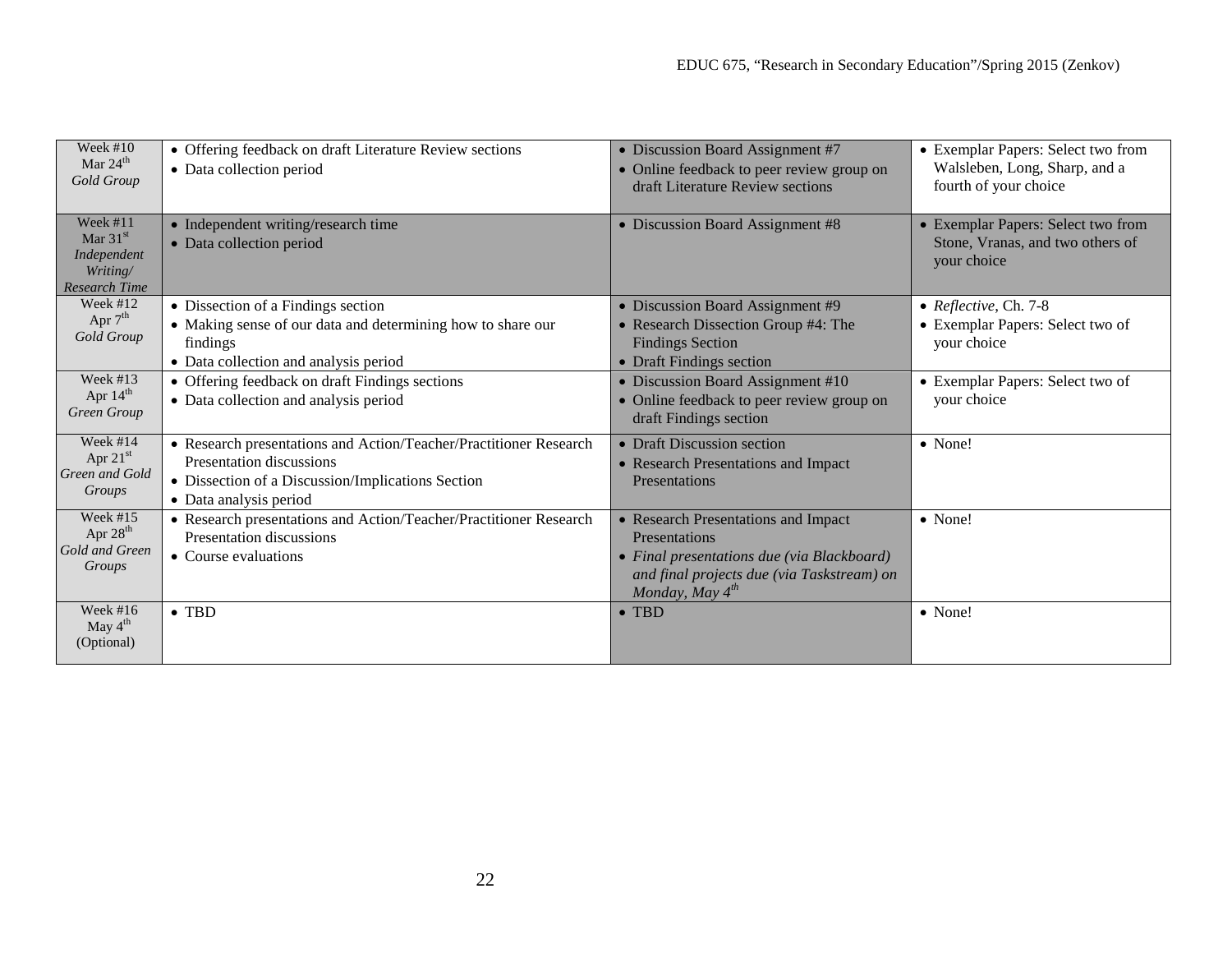| | | | |
|---|---|---|---|
| Week #10<br>Mar 24th<br>*Gold Group* | • Offering feedback on draft Literature Review sections<br>• Data collection period | • Discussion Board Assignment #7<br>• Online feedback to peer review group on draft Literature Review sections | • Exemplar Papers: Select two from Walsleben, Long, Sharp, and a fourth of your choice |
| Week #11<br>Mar 31st<br>*Independent Writing/ Research Time* | • Independent writing/research time<br>• Data collection period | • Discussion Board Assignment #8 | • Exemplar Papers: Select two from Stone, Vranas, and two others of your choice |
| Week #12<br>Apr 7th<br>*Gold Group* | • Dissection of a Findings section<br>• Making sense of our data and determining how to share our findings<br>• Data collection and analysis period | • Discussion Board Assignment #9<br>• Research Dissection Group #4: The Findings Section<br>• Draft Findings section | • *Reflective*, Ch. 7-8<br>• Exemplar Papers: Select two of your choice |
| Week #13<br>Apr 14th<br>*Green Group* | • Offering feedback on draft Findings sections<br>• Data collection and analysis period | • Discussion Board Assignment #10<br>• Online feedback to peer review group on draft Findings section | • Exemplar Papers: Select two of your choice |
| Week #14<br>Apr 21st<br>*Green and Gold Groups* | • Research presentations and Action/Teacher/Practitioner Research Presentation discussions<br>• Dissection of a Discussion/Implications Section<br>• Data analysis period | • Draft Discussion section<br>• Research Presentations and Impact Presentations | • None! |
| Week #15<br>Apr 28th<br>*Gold and Green Groups* | • Research presentations and Action/Teacher/Practitioner Research Presentation discussions<br>• Course evaluations | • Research Presentations and Impact Presentations<br>• *Final presentations due (via Blackboard) and final projects due (via Taskstream) on Monday, May 4th* | • None! |
| Week #16<br>May 4th<br>(Optional) | • TBD | • TBD | • None! |